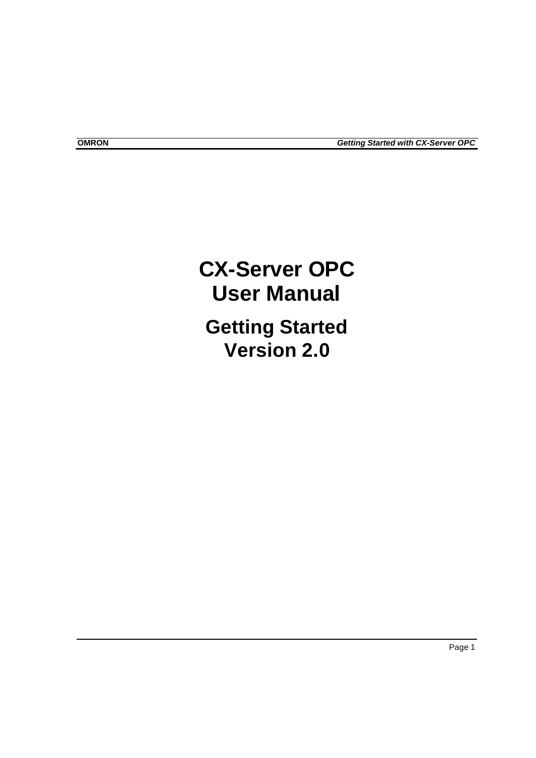# CX-Server OPC
# User Manual

## Getting Started
## Version 2.0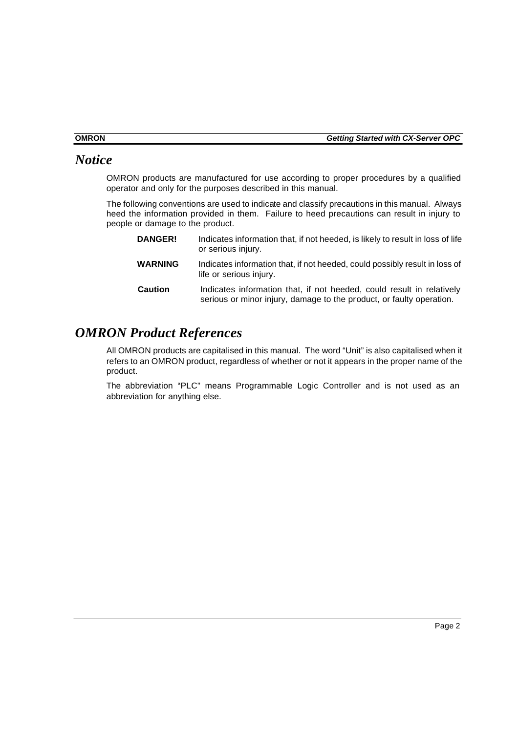# *Notice*

OMRON products are manufactured for use according to proper procedures by a qualified operator and only for the purposes described in this manual.

The following conventions are used to indicate and classify precautions in this manual. Always heed the information provided in them. Failure to heed precautions can result in injury to people or damage to the product.

| | |
|---|---|
| **DANGER!** | Indicates information that, if not heeded, is likely to result in loss of life or serious injury. |
| **WARNING** | Indicates information that, if not heeded, could possibly result in loss of life or serious injury. |
| **Caution** | Indicates information that, if not heeded, could result in relatively serious or minor injury, damage to the product, or faulty operation. |

# *OMRON Product References*

All OMRON products are capitalised in this manual. The word “Unit” is also capitalised when it refers to an OMRON product, regardless of whether or not it appears in the proper name of the product.

The abbreviation “PLC” means Programmable Logic Controller and is not used as an abbreviation for anything else.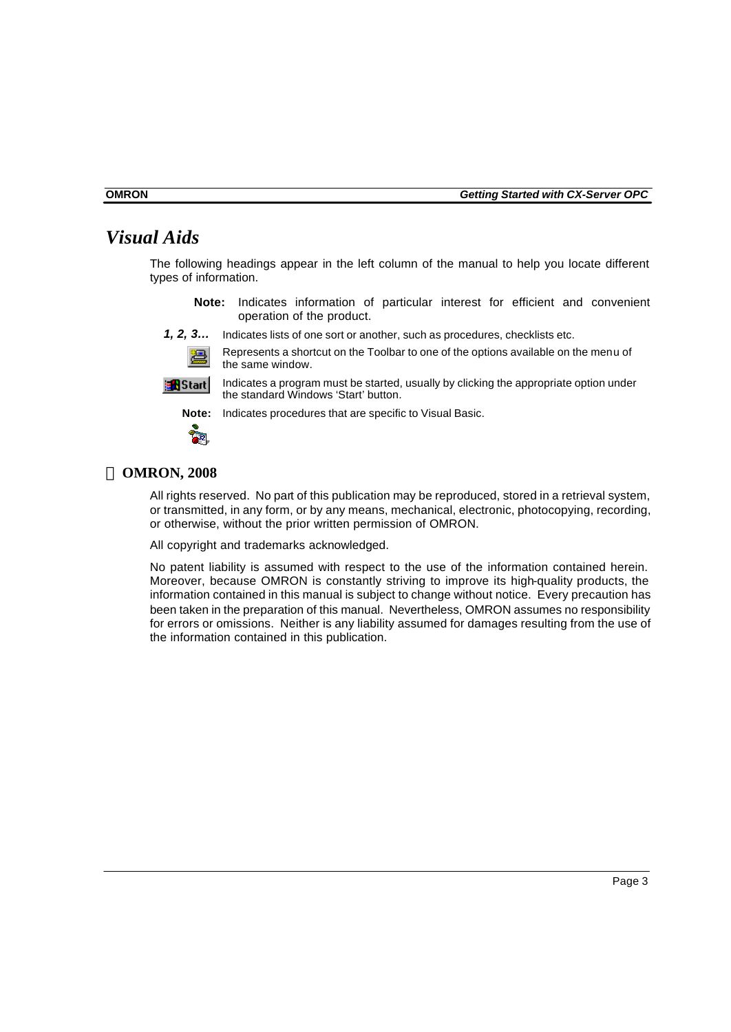# Visual Aids

The following headings appear in the left column of the manual to help you locate different types of information.

**Note:** Indicates information of particular interest for efficient and convenient operation of the product.

***1, 2, 3…*** Indicates lists of one sort or another, such as procedures, checklists etc.

Represents a shortcut on the Toolbar to one of the options available on the menu of the same window.

Indicates a program must be started, usually by clicking the appropriate option under the standard Windows 'Start' button.

**Note:** Indicates procedures that are specific to Visual Basic.

## © OMRON, 2008

All rights reserved. No part of this publication may be reproduced, stored in a retrieval system, or transmitted, in any form, or by any means, mechanical, electronic, photocopying, recording, or otherwise, without the prior written permission of OMRON.

All copyright and trademarks acknowledged.

No patent liability is assumed with respect to the use of the information contained herein. Moreover, because OMRON is constantly striving to improve its high-quality products, the information contained in this manual is subject to change without notice. Every precaution has been taken in the preparation of this manual. Nevertheless, OMRON assumes no responsibility for errors or omissions. Neither is any liability assumed for damages resulting from the use of the information contained in this publication.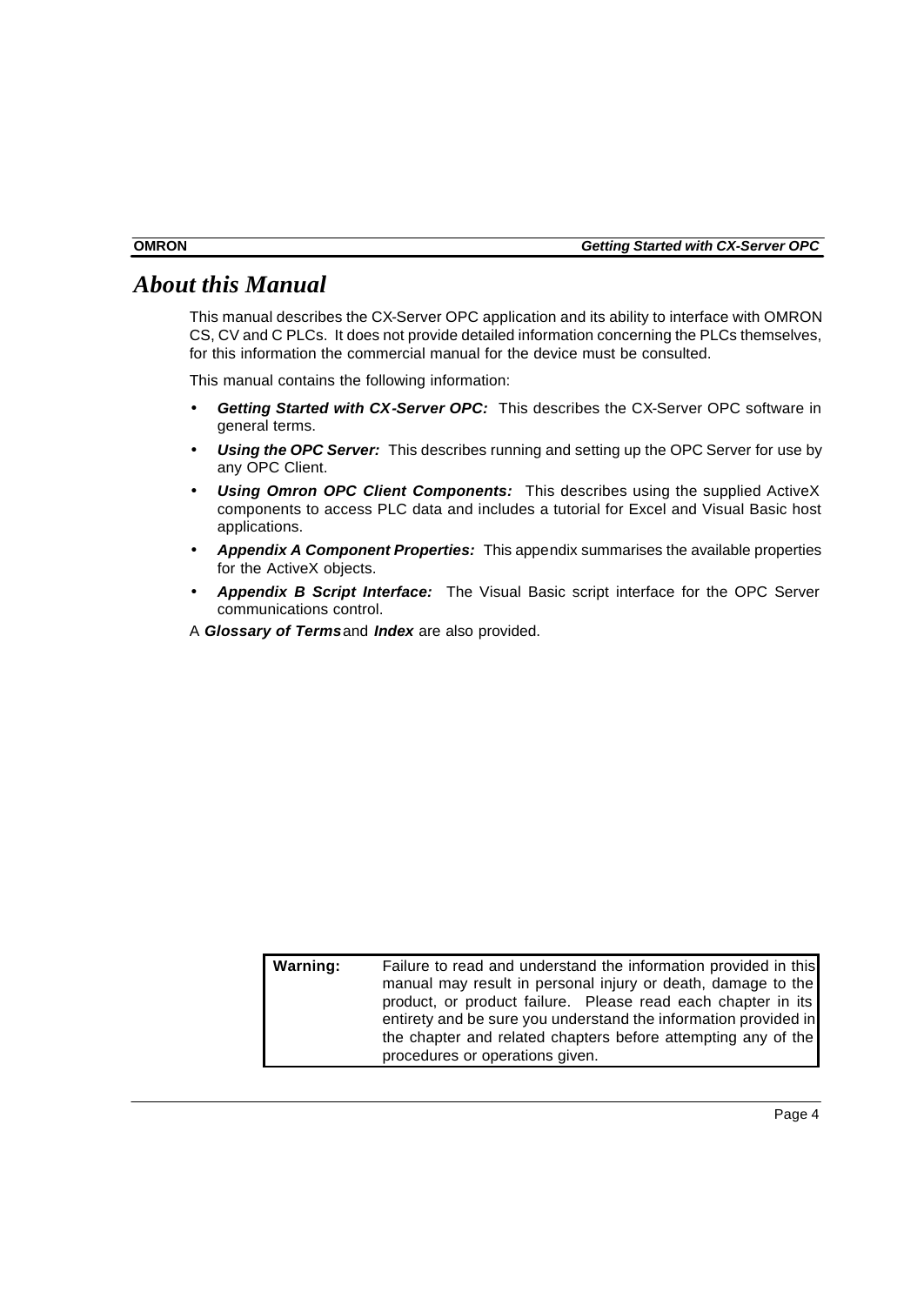# *About this Manual*

This manual describes the CX-Server OPC application and its ability to interface with OMRON CS, CV and C PLCs. It does not provide detailed information concerning the PLCs themselves, for this information the commercial manual for the device must be consulted.

This manual contains the following information:

- ***Getting Started with CX-Server OPC:*** This describes the CX-Server OPC software in general terms.
- ***Using the OPC Server:*** This describes running and setting up the OPC Server for use by any OPC Client.
- ***Using Omron OPC Client Components:*** This describes using the supplied ActiveX components to access PLC data and includes a tutorial for Excel and Visual Basic host applications.
- ***Appendix A Component Properties:*** This appendix summarises the available properties for the ActiveX objects.
- ***Appendix B Script Interface:*** The Visual Basic script interface for the OPC Server communications control.

A ***Glossary of Terms*** and ***Index*** are also provided.

| **Warning:** | Failure to read and understand the information provided in this manual may result in personal injury or death, damage to the product, or product failure. Please read each chapter in its entirety and be sure you understand the information provided in the chapter and related chapters before attempting any of the procedures or operations given. |
|---|---|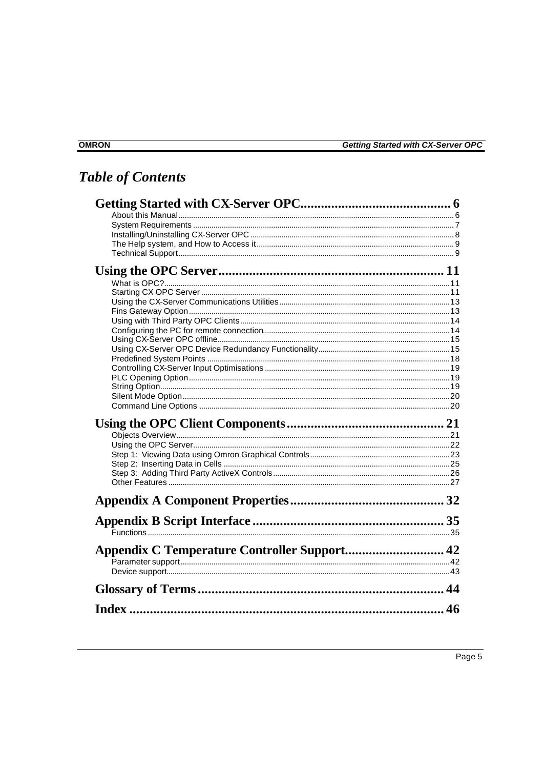# Table of Contents

**Getting Started with CX-Server OPC............................................ 6**

About this Manual ..................................................................................................................... 6
System Requirements ............................................................................................................... 7
Installing/Uninstalling CX-Server OPC ..................................................................................... 8
The Help system, and How to Access it .................................................................................... 9
Technical Support ...................................................................................................................... 9

**Using the OPC Server................................................................ 11**

What is OPC?........................................................................................................................... 11
Starting CX OPC Server ......................................................................................................... 11
Using the CX-Server Communications Utilities ....................................................................... 13
Fins Gateway Option ................................................................................................................ 13
Using with Third Party OPC Clients ......................................................................................... 14
Configuring the PC for remote connection ............................................................................... 14
Using CX-Server OPC offline .................................................................................................... 15
Using CX-Server OPC Device Redundancy Functionality ........................................................ 15
Predefined System Points ....................................................................................................... 18
Controlling CX-Server Input Optimisations .............................................................................. 19
PLC Opening Option ................................................................................................................ 19
String Option ............................................................................................................................ 19
Silent Mode Option ................................................................................................................... 20
Command Line Options ........................................................................................................... 20

**Using the OPC Client Components.......................................... 21**

Objects Overview ..................................................................................................................... 21
Using the OPC Server .............................................................................................................. 22
Step 1: Viewing Data using Omron Graphical Controls ........................................................... 23
Step 2: Inserting Data in Cells .................................................................................................. 25
Step 3: Adding Third Party ActiveX Controls ............................................................................ 26
Other Features ......................................................................................................................... 27

**Appendix A Component Properties.......................................... 32**

**Appendix B Script Interface...................................................... 35**

Functions ................................................................................................................................. 35

**Appendix C Temperature Controller Support.......................... 42**

Parameter support .................................................................................................................... 42
Device support .......................................................................................................................... 43

**Glossary of Terms...................................................................... 44**

**Index........................................................................................... 46**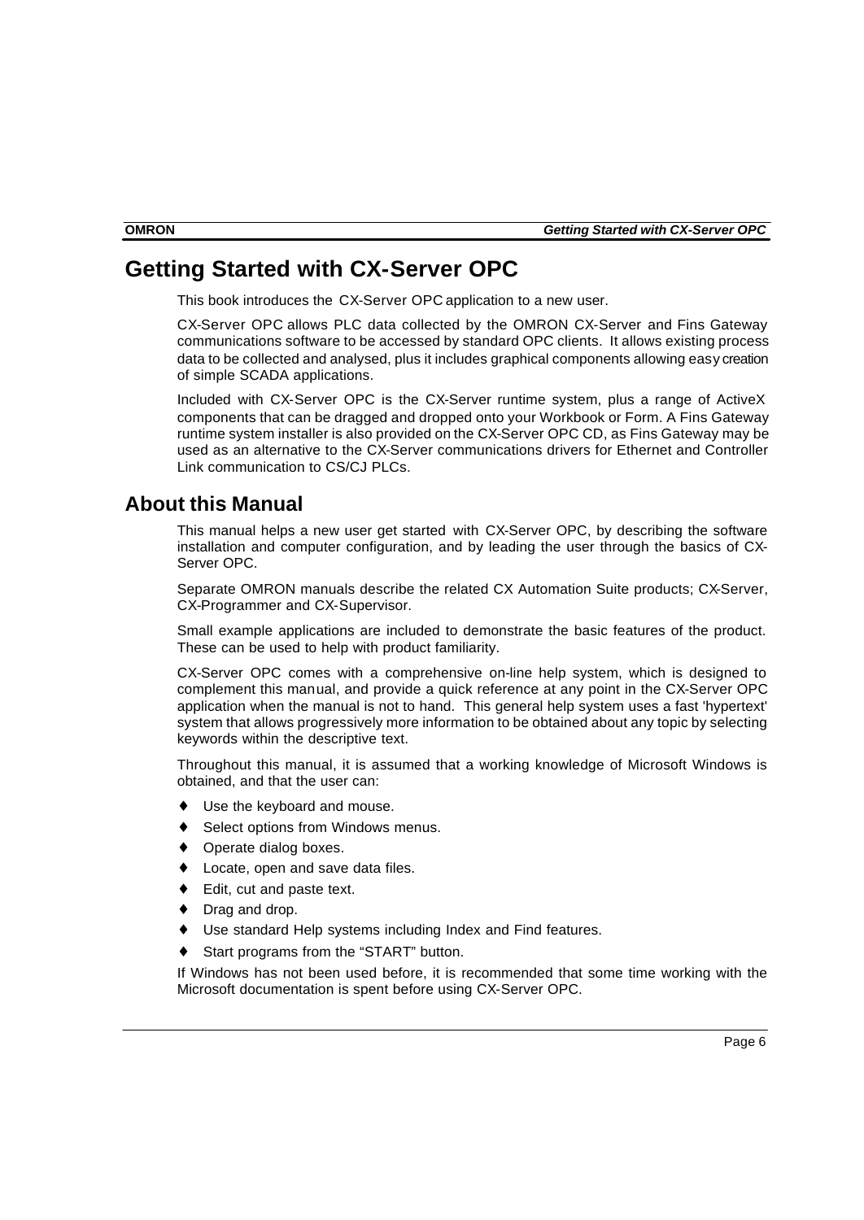# Getting Started with CX-Server OPC

This book introduces the CX-Server OPC application to a new user.

CX-Server OPC allows PLC data collected by the OMRON CX-Server and Fins Gateway communications software to be accessed by standard OPC clients. It allows existing process data to be collected and analysed, plus it includes graphical components allowing easy creation of simple SCADA applications.

Included with CX-Server OPC is the CX-Server runtime system, plus a range of ActiveX components that can be dragged and dropped onto your Workbook or Form. A Fins Gateway runtime system installer is also provided on the CX-Server OPC CD, as Fins Gateway may be used as an alternative to the CX-Server communications drivers for Ethernet and Controller Link communication to CS/CJ PLCs.

## About this Manual

This manual helps a new user get started with CX-Server OPC, by describing the software installation and computer configuration, and by leading the user through the basics of CX-Server OPC.

Separate OMRON manuals describe the related CX Automation Suite products; CX-Server, CX-Programmer and CX-Supervisor.

Small example applications are included to demonstrate the basic features of the product. These can be used to help with product familiarity.

CX-Server OPC comes with a comprehensive on-line help system, which is designed to complement this manual, and provide a quick reference at any point in the CX-Server OPC application when the manual is not to hand. This general help system uses a fast 'hypertext' system that allows progressively more information to be obtained about any topic by selecting keywords within the descriptive text.

Throughout this manual, it is assumed that a working knowledge of Microsoft Windows is obtained, and that the user can:

- Use the keyboard and mouse.
- Select options from Windows menus.
- Operate dialog boxes.
- Locate, open and save data files.
- Edit, cut and paste text.
- Drag and drop.
- Use standard Help systems including Index and Find features.
- Start programs from the “START” button.

If Windows has not been used before, it is recommended that some time working with the Microsoft documentation is spent before using CX-Server OPC.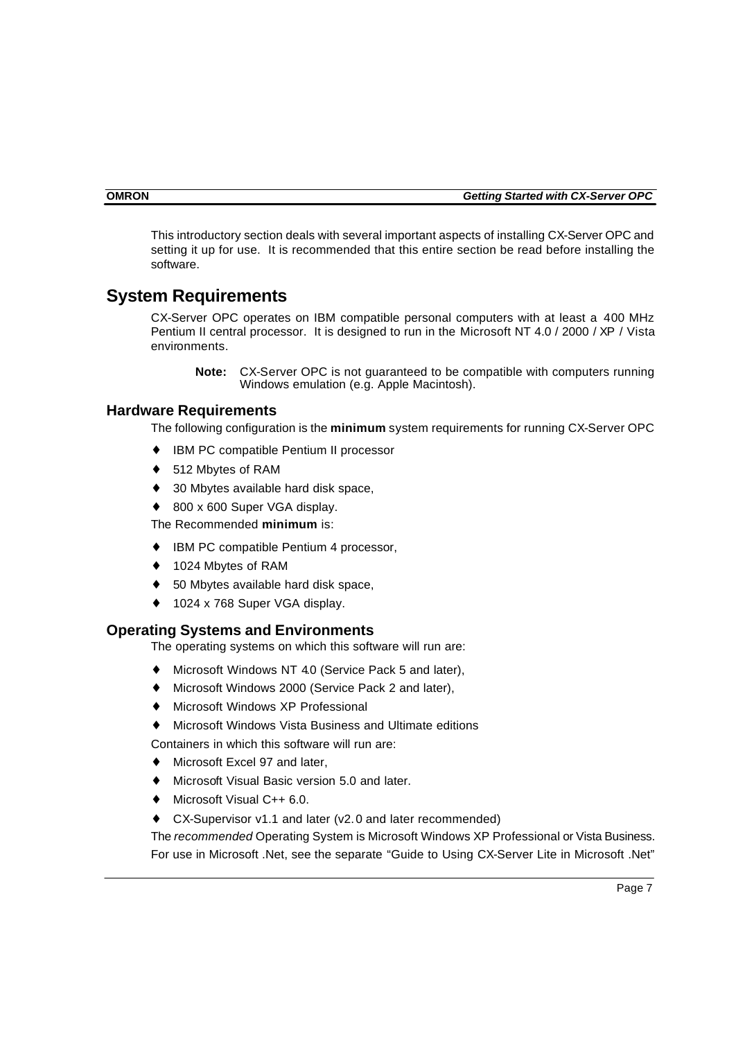This introductory section deals with several important aspects of installing CX-Server OPC and setting it up for use. It is recommended that this entire section be read before installing the software.

## System Requirements

CX-Server OPC operates on IBM compatible personal computers with at least a 400 MHz Pentium II central processor. It is designed to run in the Microsoft NT 4.0 / 2000 / XP / Vista environments.

> **Note:** CX-Server OPC is not guaranteed to be compatible with computers running Windows emulation (e.g. Apple Macintosh).

### Hardware Requirements

The following configuration is the **minimum** system requirements for running CX-Server OPC

- IBM PC compatible Pentium II processor
- 512 Mbytes of RAM
- 30 Mbytes available hard disk space,
- 800 x 600 Super VGA display.

The Recommended **minimum** is:

- IBM PC compatible Pentium 4 processor,
- 1024 Mbytes of RAM
- 50 Mbytes available hard disk space,
- 1024 x 768 Super VGA display.

### Operating Systems and Environments

The operating systems on which this software will run are:

- Microsoft Windows NT 4.0 (Service Pack 5 and later),
- Microsoft Windows 2000 (Service Pack 2 and later),
- Microsoft Windows XP Professional
- Microsoft Windows Vista Business and Ultimate editions

Containers in which this software will run are:

- Microsoft Excel 97 and later,
- Microsoft Visual Basic version 5.0 and later.
- Microsoft Visual C++ 6.0.
- CX-Supervisor v1.1 and later (v2.0 and later recommended)

The *recommended* Operating System is Microsoft Windows XP Professional or Vista Business.

For use in Microsoft .Net, see the separate “Guide to Using CX-Server Lite in Microsoft .Net”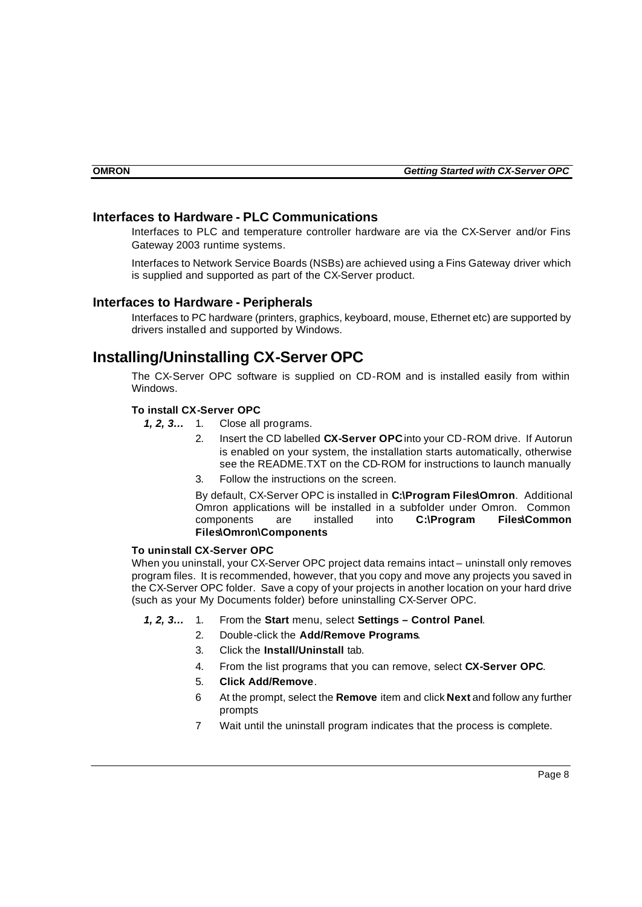## Interfaces to Hardware - PLC Communications

Interfaces to PLC and temperature controller hardware are via the CX-Server and/or Fins Gateway 2003 runtime systems.

Interfaces to Network Service Boards (NSBs) are achieved using a Fins Gateway driver which is supplied and supported as part of the CX-Server product.

## Interfaces to Hardware - Peripherals

Interfaces to PC hardware (printers, graphics, keyboard, mouse, Ethernet etc) are supported by drivers installed and supported by Windows.

# Installing/Uninstalling CX-Server OPC

The CX-Server OPC software is supplied on CD-ROM and is installed easily from within Windows.

**To install CX-Server OPC**

***1, 2, 3…***

1. Close all programs.
2. Insert the CD labelled **CX-Server OPC** into your CD-ROM drive. If Autorun is enabled on your system, the installation starts automatically, otherwise see the README.TXT on the CD-ROM for instructions to launch manually
3. Follow the instructions on the screen.

By default, CX-Server OPC is installed in **C:\Program Files\Omron**. Additional Omron applications will be installed in a subfolder under Omron. Common components are installed into **C:\Program Files\Common Files\Omron\Components**

**To uninstall CX-Server OPC**

When you uninstall, your CX-Server OPC project data remains intact – uninstall only removes program files. It is recommended, however, that you copy and move any projects you saved in the CX-Server OPC folder. Save a copy of your projects in another location on your hard drive (such as your My Documents folder) before uninstalling CX-Server OPC.

***1, 2, 3…***

1. From the **Start** menu, select **Settings – Control Panel**.
2. Double-click the **Add/Remove Programs**.
3. Click the **Install/Uninstall** tab.
4. From the list programs that you can remove, select **CX-Server OPC**.
5. **Click Add/Remove**.
6. At the prompt, select the **Remove** item and click **Next** and follow any further prompts
7. Wait until the uninstall program indicates that the process is complete.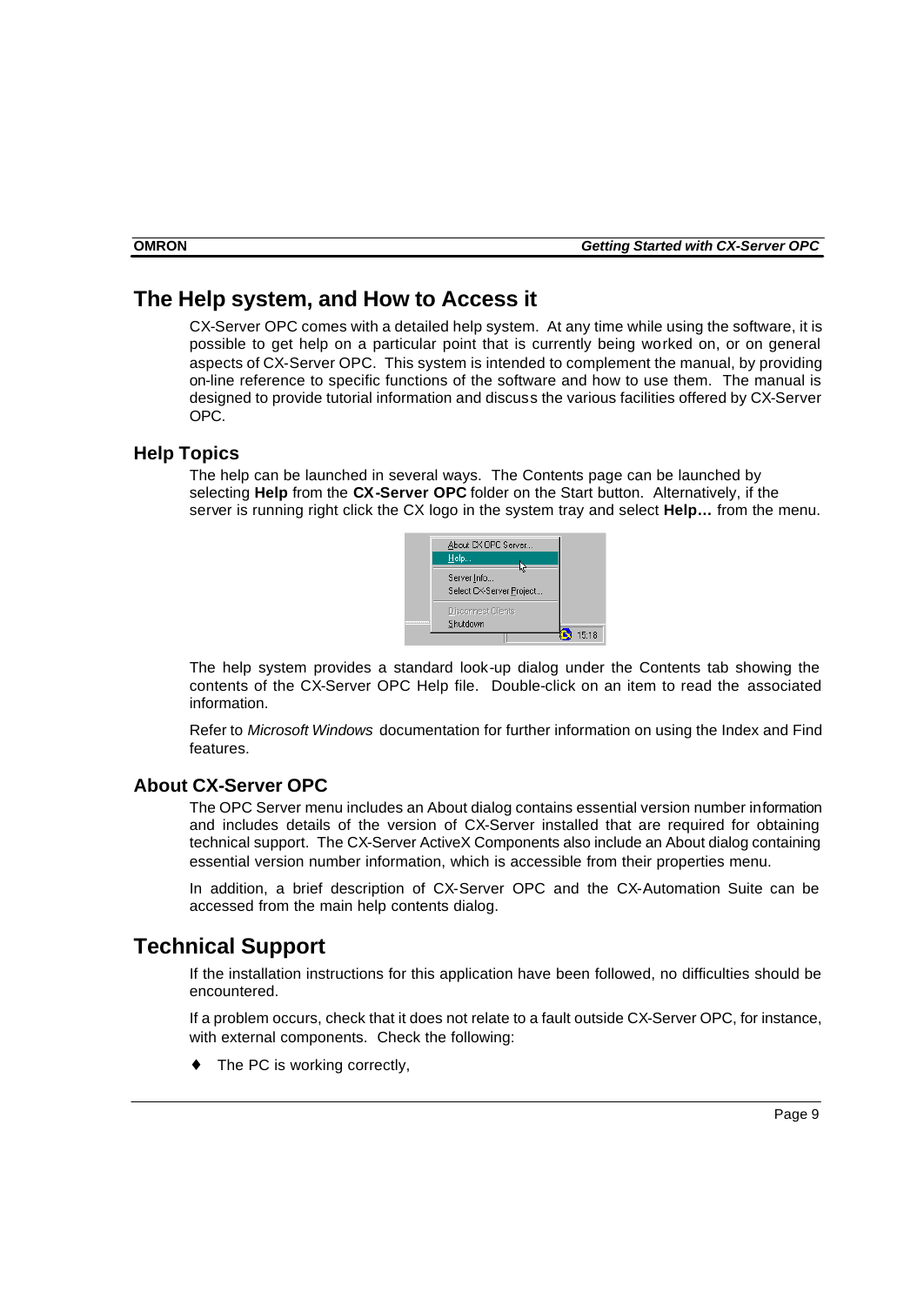## The Help system, and How to Access it

CX-Server OPC comes with a detailed help system. At any time while using the software, it is possible to get help on a particular point that is currently being worked on, or on general aspects of CX-Server OPC. This system is intended to complement the manual, by providing on-line reference to specific functions of the software and how to use them. The manual is designed to provide tutorial information and discuss the various facilities offered by CX-Server OPC.

### Help Topics

The help can be launched in several ways. The Contents page can be launched by selecting **Help** from the **CX-Server OPC** folder on the Start button. Alternatively, if the server is running right click the CX logo in the system tray and select **Help…** from the menu.

The help system provides a standard look-up dialog under the Contents tab showing the contents of the CX-Server OPC Help file. Double-click on an item to read the associated information.

Refer to *Microsoft Windows* documentation for further information on using the Index and Find features.

### About CX-Server OPC

The OPC Server menu includes an About dialog contains essential version number information and includes details of the version of CX-Server installed that are required for obtaining technical support. The CX-Server ActiveX Components also include an About dialog containing essential version number information, which is accessible from their properties menu.

In addition, a brief description of CX-Server OPC and the CX-Automation Suite can be accessed from the main help contents dialog.

## Technical Support

If the installation instructions for this application have been followed, no difficulties should be encountered.

If a problem occurs, check that it does not relate to a fault outside CX-Server OPC, for instance, with external components. Check the following:

- The PC is working correctly,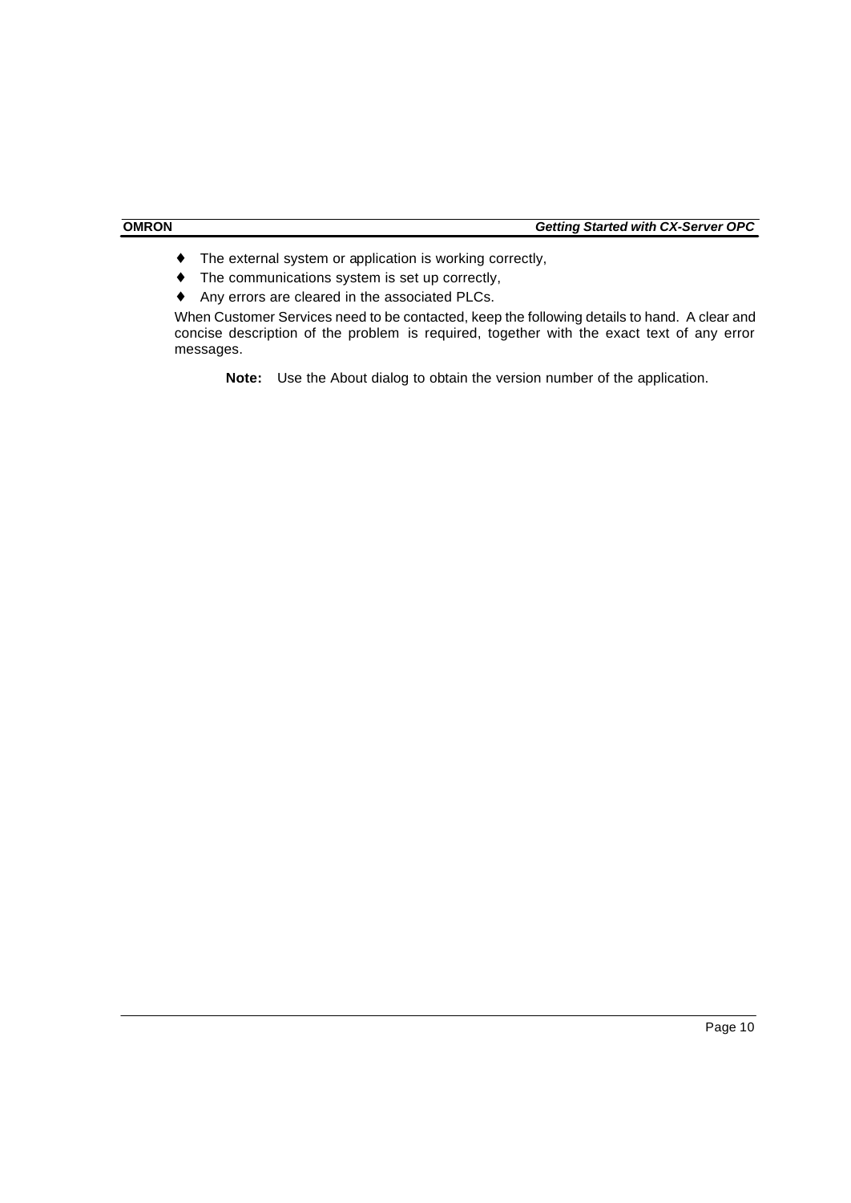- The external system or application is working correctly,
- The communications system is set up correctly,
- Any errors are cleared in the associated PLCs.

When Customer Services need to be contacted, keep the following details to hand. A clear and concise description of the problem is required, together with the exact text of any error messages.

**Note:** Use the About dialog to obtain the version number of the application.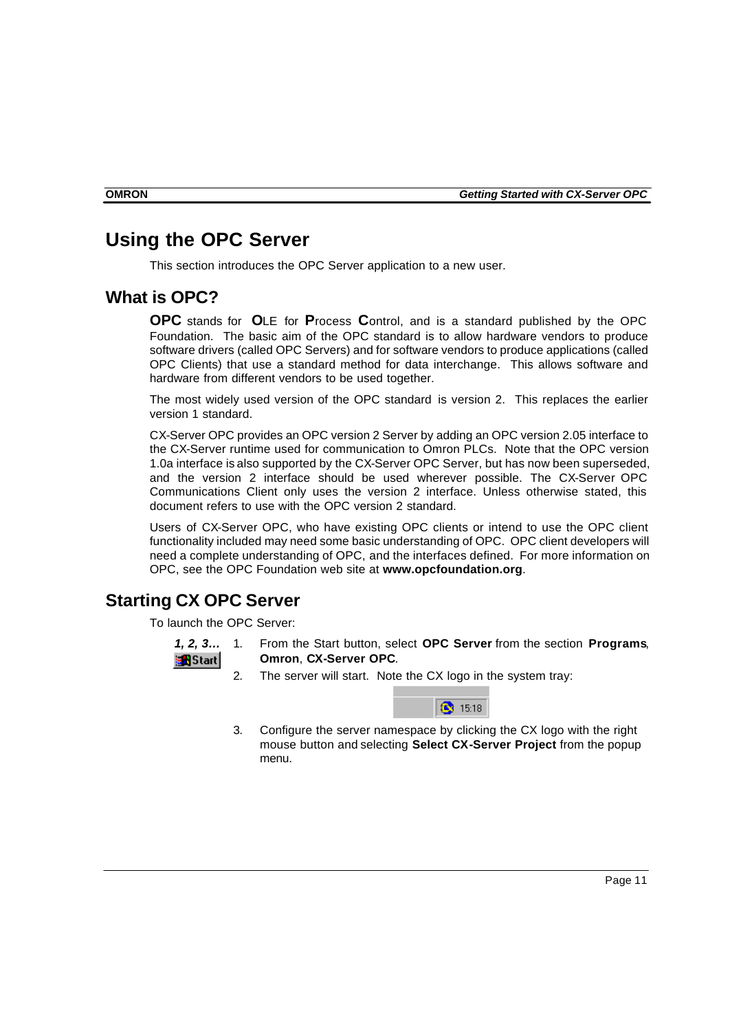# Using the OPC Server

This section introduces the OPC Server application to a new user.

## What is OPC?

**OPC** stands for **O**LE for **P**rocess **C**ontrol, and is a standard published by the OPC Foundation. The basic aim of the OPC standard is to allow hardware vendors to produce software drivers (called OPC Servers) and for software vendors to produce applications (called OPC Clients) that use a standard method for data interchange. This allows software and hardware from different vendors to be used together.

The most widely used version of the OPC standard is version 2. This replaces the earlier version 1 standard.

CX-Server OPC provides an OPC version 2 Server by adding an OPC version 2.05 interface to the CX-Server runtime used for communication to Omron PLCs. Note that the OPC version 1.0a interface is also supported by the CX-Server OPC Server, but has now been superseded, and the version 2 interface should be used wherever possible. The CX-Server OPC Communications Client only uses the version 2 interface. Unless otherwise stated, this document refers to use with the OPC version 2 standard.

Users of CX-Server OPC, who have existing OPC clients or intend to use the OPC client functionality included may need some basic understanding of OPC. OPC client developers will need a complete understanding of OPC, and the interfaces defined. For more information on OPC, see the OPC Foundation web site at **www.opcfoundation.org**.

## Starting CX OPC Server

To launch the OPC Server:

***1, 2, 3…***

1. From the Start button, select **OPC Server** from the section **Programs**, **Omron**, **CX-Server OPC**.
2. The server will start. Note the CX logo in the system tray:
3. Configure the server namespace by clicking the CX logo with the right mouse button and selecting **Select CX-Server Project** from the popup menu.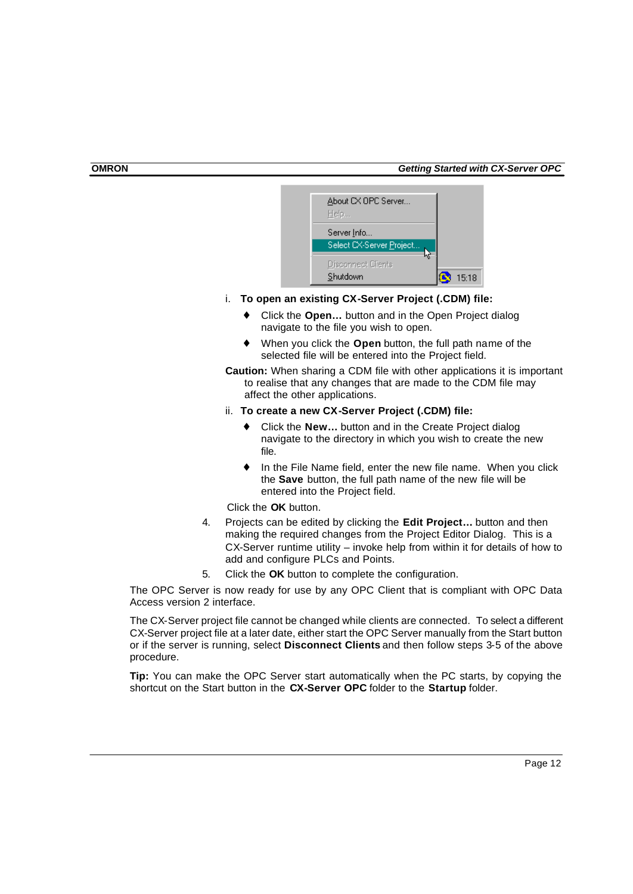i. **To open an existing CX-Server Project (.CDM) file:**

- Click the **Open…** button and in the Open Project dialog navigate to the file you wish to open.
- When you click the **Open** button, the full path name of the selected file will be entered into the Project field.

**Caution:** When sharing a CDM file with other applications it is important to realise that any changes that are made to the CDM file may affect the other applications.

ii. **To create a new CX-Server Project (.CDM) file:**

- Click the **New…** button and in the Create Project dialog navigate to the directory in which you wish to create the new file.
- In the File Name field, enter the new file name. When you click the **Save** button, the full path name of the new file will be entered into the Project field.

Click the **OK** button.

4. Projects can be edited by clicking the **Edit Project…** button and then making the required changes from the Project Editor Dialog. This is a CX-Server runtime utility – invoke help from within it for details of how to add and configure PLCs and Points.
5. Click the **OK** button to complete the configuration.

The OPC Server is now ready for use by any OPC Client that is compliant with OPC Data Access version 2 interface.

The CX-Server project file cannot be changed while clients are connected. To select a different CX-Server project file at a later date, either start the OPC Server manually from the Start button or if the server is running, select **Disconnect Clients** and then follow steps 3-5 of the above procedure.

**Tip:** You can make the OPC Server start automatically when the PC starts, by copying the shortcut on the Start button in the **CX-Server OPC** folder to the **Startup** folder.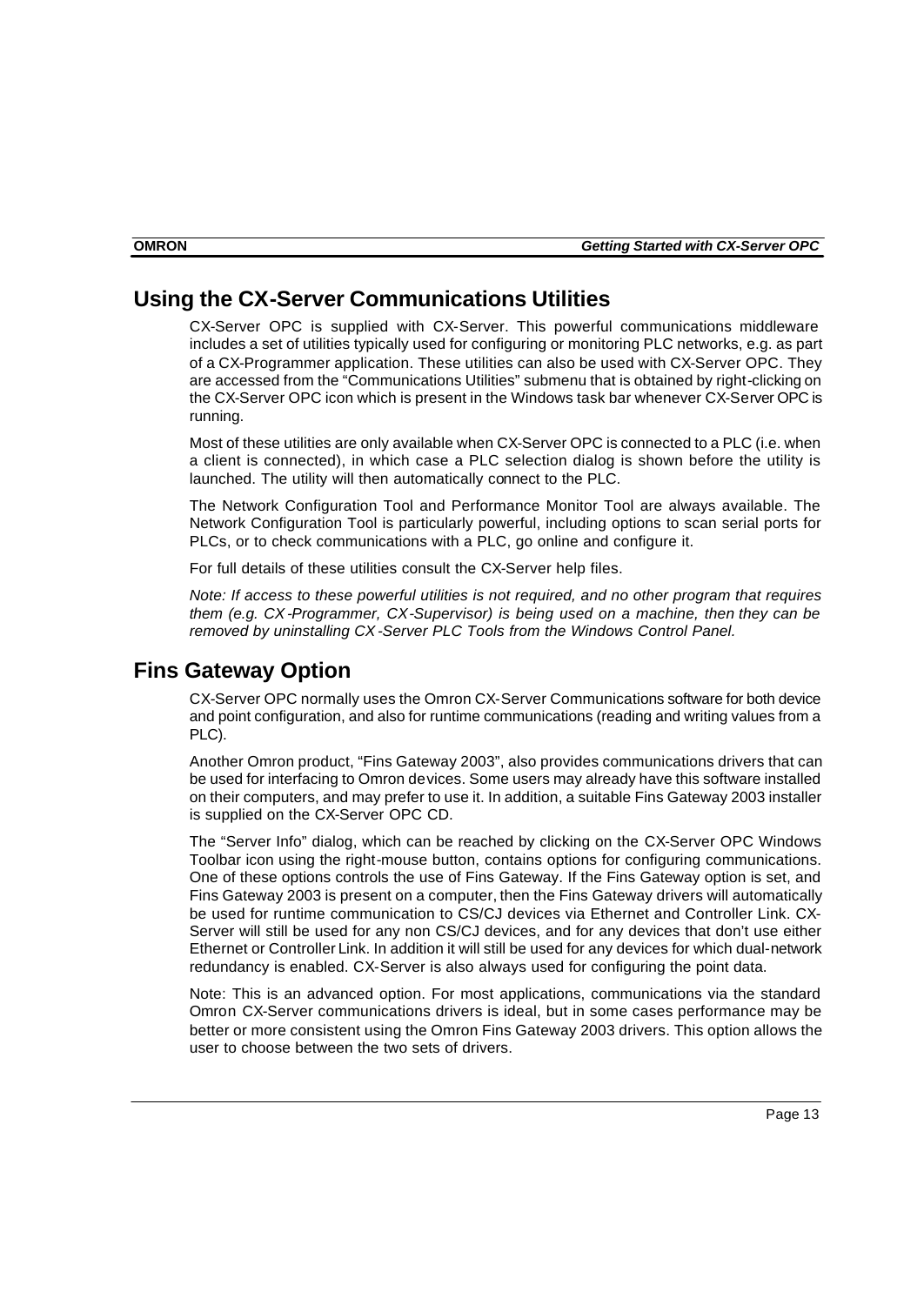## Using the CX-Server Communications Utilities

CX-Server OPC is supplied with CX-Server. This powerful communications middleware includes a set of utilities typically used for configuring or monitoring PLC networks, e.g. as part of a CX-Programmer application. These utilities can also be used with CX-Server OPC. They are accessed from the "Communications Utilities" submenu that is obtained by right-clicking on the CX-Server OPC icon which is present in the Windows task bar whenever CX-Server OPC is running.

Most of these utilities are only available when CX-Server OPC is connected to a PLC (i.e. when a client is connected), in which case a PLC selection dialog is shown before the utility is launched. The utility will then automatically connect to the PLC.

The Network Configuration Tool and Performance Monitor Tool are always available. The Network Configuration Tool is particularly powerful, including options to scan serial ports for PLCs, or to check communications with a PLC, go online and configure it.

For full details of these utilities consult the CX-Server help files.

*Note: If access to these powerful utilities is not required, and no other program that requires them (e.g. CX-Programmer, CX-Supervisor) is being used on a machine, then they can be removed by uninstalling CX-Server PLC Tools from the Windows Control Panel.*

## Fins Gateway Option

CX-Server OPC normally uses the Omron CX-Server Communications software for both device and point configuration, and also for runtime communications (reading and writing values from a PLC).

Another Omron product, "Fins Gateway 2003", also provides communications drivers that can be used for interfacing to Omron devices. Some users may already have this software installed on their computers, and may prefer to use it. In addition, a suitable Fins Gateway 2003 installer is supplied on the CX-Server OPC CD.

The "Server Info" dialog, which can be reached by clicking on the CX-Server OPC Windows Toolbar icon using the right-mouse button, contains options for configuring communications. One of these options controls the use of Fins Gateway. If the Fins Gateway option is set, and Fins Gateway 2003 is present on a computer, then the Fins Gateway drivers will automatically be used for runtime communication to CS/CJ devices via Ethernet and Controller Link. CX-Server will still be used for any non CS/CJ devices, and for any devices that don't use either Ethernet or Controller Link. In addition it will still be used for any devices for which dual-network redundancy is enabled. CX-Server is also always used for configuring the point data.

Note: This is an advanced option. For most applications, communications via the standard Omron CX-Server communications drivers is ideal, but in some cases performance may be better or more consistent using the Omron Fins Gateway 2003 drivers. This option allows the user to choose between the two sets of drivers.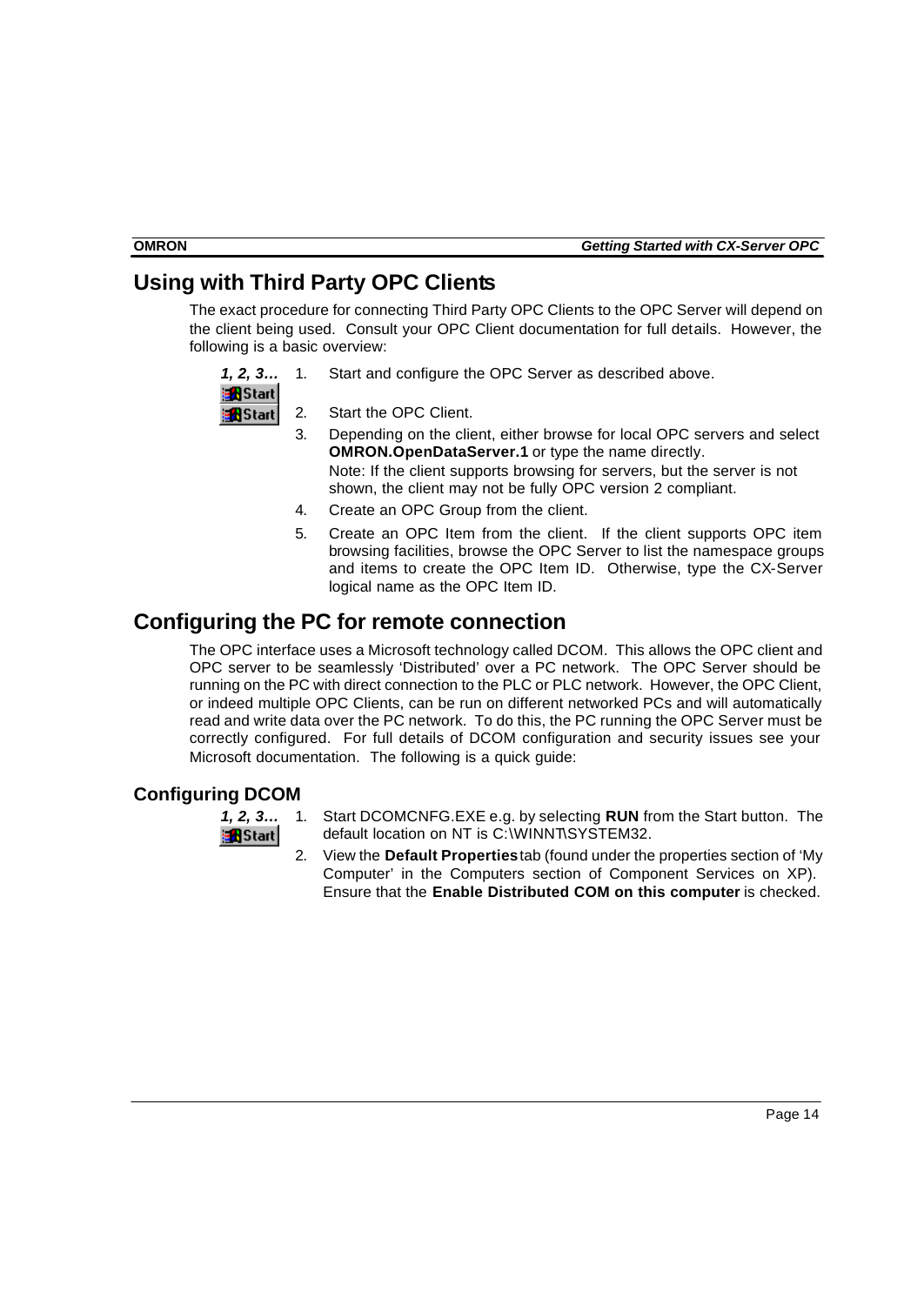## Using with Third Party OPC Clients

The exact procedure for connecting Third Party OPC Clients to the OPC Server will depend on the client being used. Consult your OPC Client documentation for full details. However, the following is a basic overview:

***1, 2, 3…***

1. Start and configure the OPC Server as described above.
2. Start the OPC Client.
3. Depending on the client, either browse for local OPC servers and select **OMRON.OpenDataServer.1** or type the name directly.
   Note: If the client supports browsing for servers, but the server is not shown, the client may not be fully OPC version 2 compliant.
4. Create an OPC Group from the client.
5. Create an OPC Item from the client. If the client supports OPC item browsing facilities, browse the OPC Server to list the namespace groups and items to create the OPC Item ID. Otherwise, type the CX-Server logical name as the OPC Item ID.

## Configuring the PC for remote connection

The OPC interface uses a Microsoft technology called DCOM. This allows the OPC client and OPC server to be seamlessly 'Distributed' over a PC network. The OPC Server should be running on the PC with direct connection to the PLC or PLC network. However, the OPC Client, or indeed multiple OPC Clients, can be run on different networked PCs and will automatically read and write data over the PC network. To do this, the PC running the OPC Server must be correctly configured. For full details of DCOM configuration and security issues see your Microsoft documentation. The following is a quick guide:

### Configuring DCOM

***1, 2, 3…***

1. Start DCOMCNFG.EXE e.g. by selecting **RUN** from the Start button. The default location on NT is C:\WINNT\SYSTEM32.
2. View the **Default Properties** tab (found under the properties section of 'My Computer' in the Computers section of Component Services on XP). Ensure that the **Enable Distributed COM on this computer** is checked.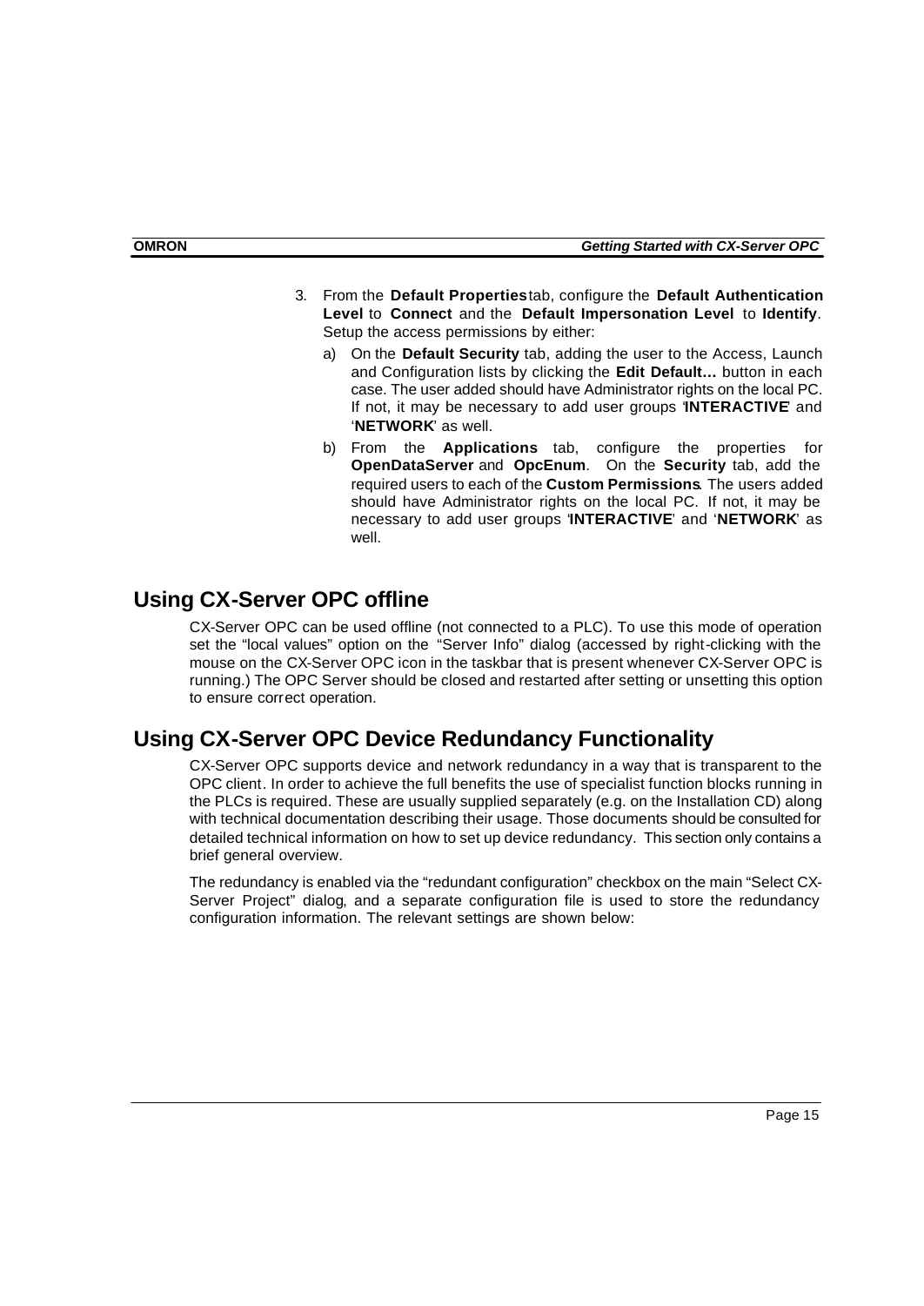3. From the **Default Properties** tab, configure the **Default Authentication Level** to **Connect** and the **Default Impersonation Level** to **Identify**. Setup the access permissions by either:

   a) On the **Default Security** tab, adding the user to the Access, Launch and Configuration lists by clicking the **Edit Default…** button in each case. The user added should have Administrator rights on the local PC. If not, it may be necessary to add user groups '**INTERACTIVE**' and '**NETWORK**' as well.

   b) From the **Applications** tab, configure the properties for **OpenDataServer** and **OpcEnum**. On the **Security** tab, add the required users to each of the **Custom Permissions**. The users added should have Administrator rights on the local PC. If not, it may be necessary to add user groups '**INTERACTIVE**' and '**NETWORK**' as well.

## Using CX-Server OPC offline

CX-Server OPC can be used offline (not connected to a PLC). To use this mode of operation set the "local values" option on the "Server Info" dialog (accessed by right-clicking with the mouse on the CX-Server OPC icon in the taskbar that is present whenever CX-Server OPC is running.) The OPC Server should be closed and restarted after setting or unsetting this option to ensure correct operation.

## Using CX-Server OPC Device Redundancy Functionality

CX-Server OPC supports device and network redundancy in a way that is transparent to the OPC client. In order to achieve the full benefits the use of specialist function blocks running in the PLCs is required. These are usually supplied separately (e.g. on the Installation CD) along with technical documentation describing their usage. Those documents should be consulted for detailed technical information on how to set up device redundancy. This section only contains a brief general overview.

The redundancy is enabled via the "redundant configuration" checkbox on the main "Select CX-Server Project" dialog, and a separate configuration file is used to store the redundancy configuration information. The relevant settings are shown below: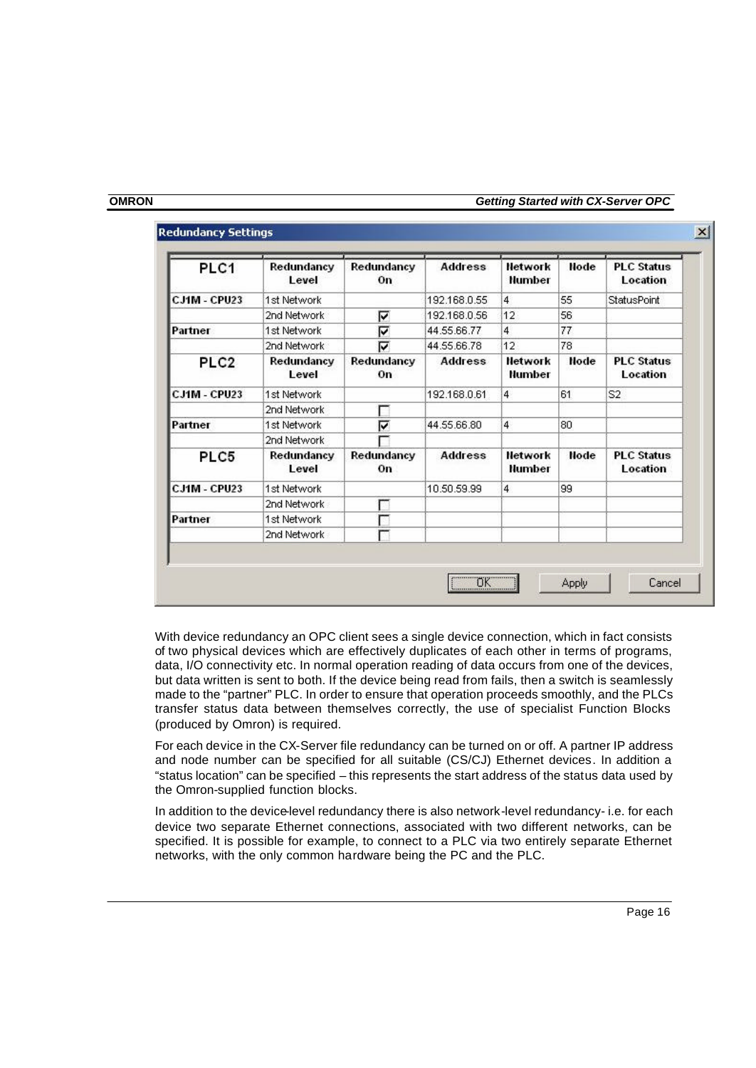**Redundancy Settings**

| PLC1 | Redundancy Level | Redundancy On | Address | Network Number | Node | PLC Status Location |
|---|---|---|---|---|---|---|
| CJ1M - CPU23 | 1st Network | | 192.168.0.55 | 4 | 55 | StatusPoint |
| | 2nd Network | ☑ | 192.168.0.56 | 12 | 56 | |
| Partner | 1st Network | ☑ | 44.55.66.77 | 4 | 77 | |
| | 2nd Network | ☑ | 44.55.66.78 | 12 | 78 | |
| **PLC2** | **Redundancy Level** | **Redundancy On** | **Address** | **Network Number** | **Node** | **PLC Status Location** |
| CJ1M - CPU23 | 1st Network | | 192.168.0.61 | 4 | 61 | S2 |
| | 2nd Network | ☐ | | | | |
| Partner | 1st Network | ☑ | 44.55.66.80 | 4 | 80 | |
| | 2nd Network | ☐ | | | | |
| **PLC5** | **Redundancy Level** | **Redundancy On** | **Address** | **Network Number** | **Node** | **PLC Status Location** |
| CJ1M - CPU23 | 1st Network | | 10.50.59.99 | 4 | 99 | |
| | 2nd Network | ☐ | | | | |
| Partner | 1st Network | ☐ | | | | |
| | 2nd Network | ☐ | | | | |

OK &nbsp; Apply &nbsp; Cancel

With device redundancy an OPC client sees a single device connection, which in fact consists of two physical devices which are effectively duplicates of each other in terms of programs, data, I/O connectivity etc. In normal operation reading of data occurs from one of the devices, but data written is sent to both. If the device being read from fails, then a switch is seamlessly made to the "partner" PLC. In order to ensure that operation proceeds smoothly, and the PLCs transfer status data between themselves correctly, the use of specialist Function Blocks (produced by Omron) is required.

For each device in the CX-Server file redundancy can be turned on or off. A partner IP address and node number can be specified for all suitable (CS/CJ) Ethernet devices. In addition a "status location" can be specified – this represents the start address of the status data used by the Omron-supplied function blocks.

In addition to the device-level redundancy there is also network-level redundancy- i.e. for each device two separate Ethernet connections, associated with two different networks, can be specified. It is possible for example, to connect to a PLC via two entirely separate Ethernet networks, with the only common hardware being the PC and the PLC.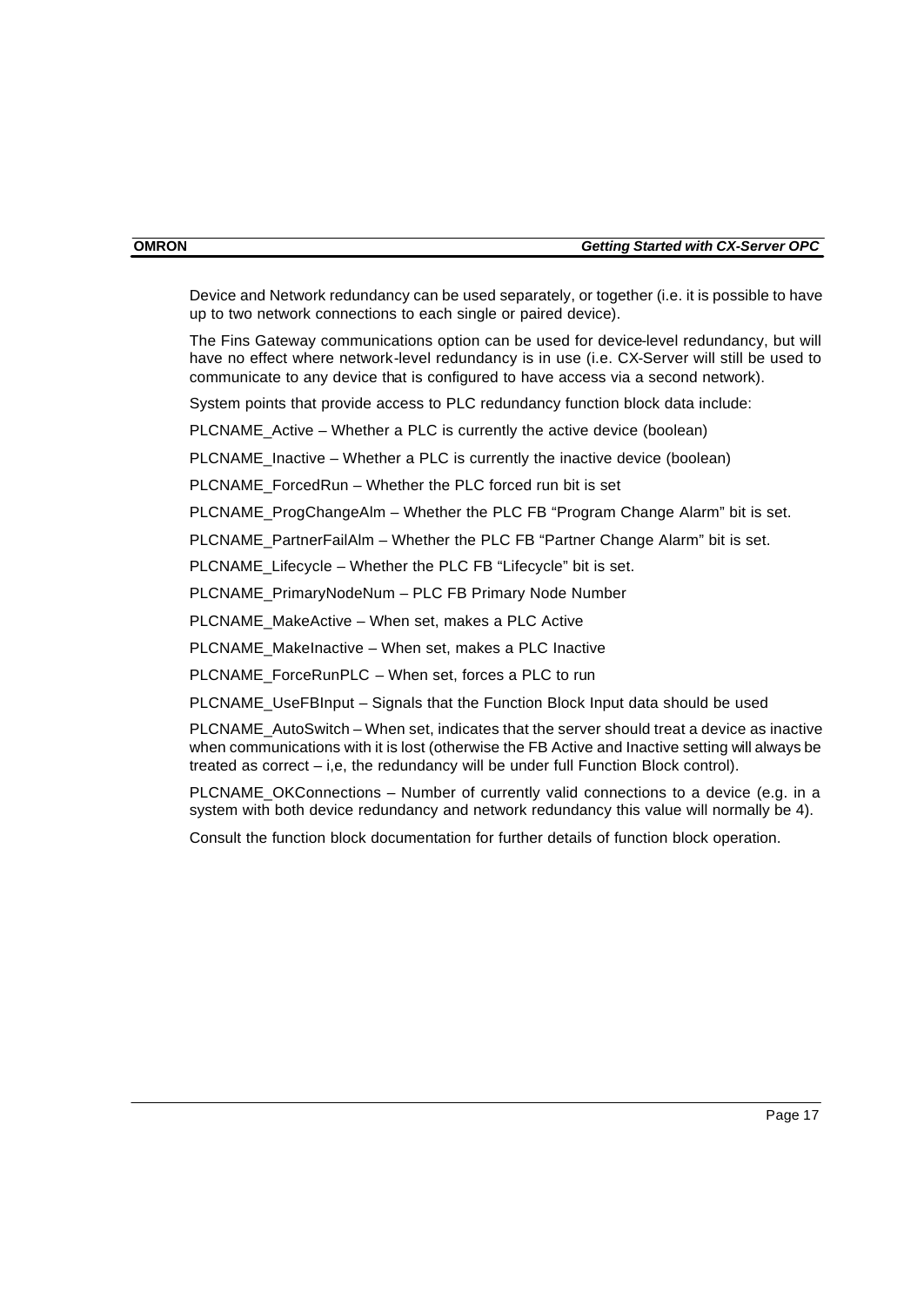Device and Network redundancy can be used separately, or together (i.e. it is possible to have up to two network connections to each single or paired device).

The Fins Gateway communications option can be used for device-level redundancy, but will have no effect where network-level redundancy is in use (i.e. CX-Server will still be used to communicate to any device that is configured to have access via a second network).

System points that provide access to PLC redundancy function block data include:

PLCNAME_Active – Whether a PLC is currently the active device (boolean)

PLCNAME_Inactive – Whether a PLC is currently the inactive device (boolean)

PLCNAME_ForcedRun – Whether the PLC forced run bit is set

PLCNAME_ProgChangeAlm – Whether the PLC FB "Program Change Alarm" bit is set.

PLCNAME_PartnerFailAlm – Whether the PLC FB "Partner Change Alarm" bit is set.

PLCNAME_Lifecycle – Whether the PLC FB "Lifecycle" bit is set.

PLCNAME_PrimaryNodeNum – PLC FB Primary Node Number

PLCNAME_MakeActive – When set, makes a PLC Active

PLCNAME_MakeInactive – When set, makes a PLC Inactive

PLCNAME_ForceRunPLC – When set, forces a PLC to run

PLCNAME_UseFBInput – Signals that the Function Block Input data should be used

PLCNAME_AutoSwitch – When set, indicates that the server should treat a device as inactive when communications with it is lost (otherwise the FB Active and Inactive setting will always be treated as correct – i,e, the redundancy will be under full Function Block control).

PLCNAME_OKConnections – Number of currently valid connections to a device (e.g. in a system with both device redundancy and network redundancy this value will normally be 4).

Consult the function block documentation for further details of function block operation.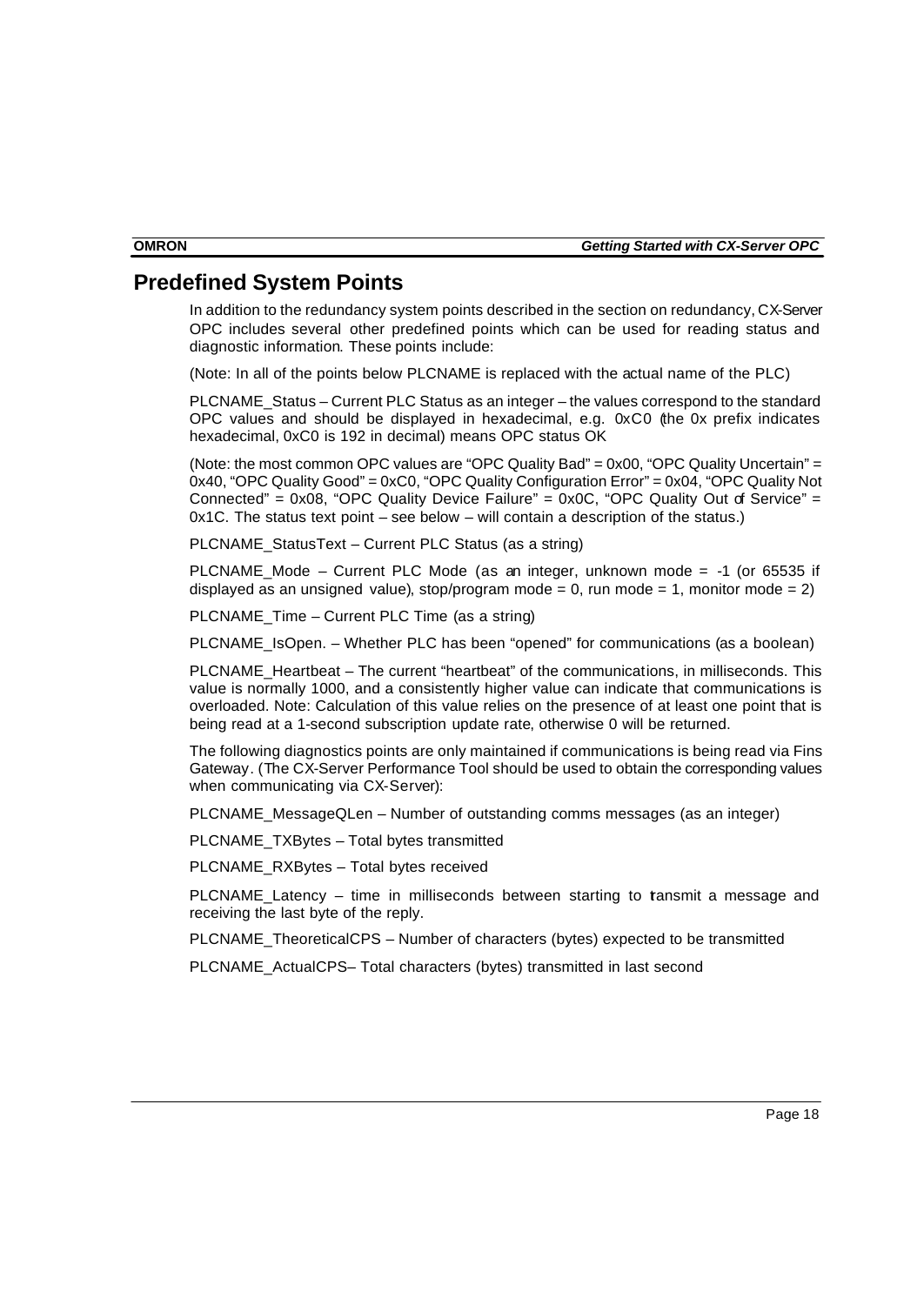## Predefined System Points

In addition to the redundancy system points described in the section on redundancy, CX-Server OPC includes several other predefined points which can be used for reading status and diagnostic information. These points include:

(Note: In all of the points below PLCNAME is replaced with the actual name of the PLC)

PLCNAME_Status – Current PLC Status as an integer – the values correspond to the standard OPC values and should be displayed in hexadecimal, e.g. 0xC0 (the 0x prefix indicates hexadecimal, 0xC0 is 192 in decimal) means OPC status OK

(Note: the most common OPC values are "OPC Quality Bad" = 0x00, "OPC Quality Uncertain" = 0x40, "OPC Quality Good" = 0xC0, "OPC Quality Configuration Error" = 0x04, "OPC Quality Not Connected" = 0x08, "OPC Quality Device Failure" = 0x0C, "OPC Quality Out of Service" = 0x1C. The status text point – see below – will contain a description of the status.)

PLCNAME_StatusText – Current PLC Status (as a string)

PLCNAME_Mode – Current PLC Mode (as an integer, unknown mode = -1 (or 65535 if displayed as an unsigned value), stop/program mode = 0, run mode = 1, monitor mode = 2)

PLCNAME_Time – Current PLC Time (as a string)

PLCNAME_IsOpen. – Whether PLC has been "opened" for communications (as a boolean)

PLCNAME_Heartbeat – The current "heartbeat" of the communications, in milliseconds. This value is normally 1000, and a consistently higher value can indicate that communications is overloaded. Note: Calculation of this value relies on the presence of at least one point that is being read at a 1-second subscription update rate, otherwise 0 will be returned.

The following diagnostics points are only maintained if communications is being read via Fins Gateway. (The CX-Server Performance Tool should be used to obtain the corresponding values when communicating via CX-Server):

PLCNAME_MessageQLen – Number of outstanding comms messages (as an integer)

PLCNAME_TXBytes – Total bytes transmitted

PLCNAME_RXBytes – Total bytes received

PLCNAME_Latency – time in milliseconds between starting to transmit a message and receiving the last byte of the reply.

PLCNAME_TheoreticalCPS – Number of characters (bytes) expected to be transmitted

PLCNAME_ActualCPS– Total characters (bytes) transmitted in last second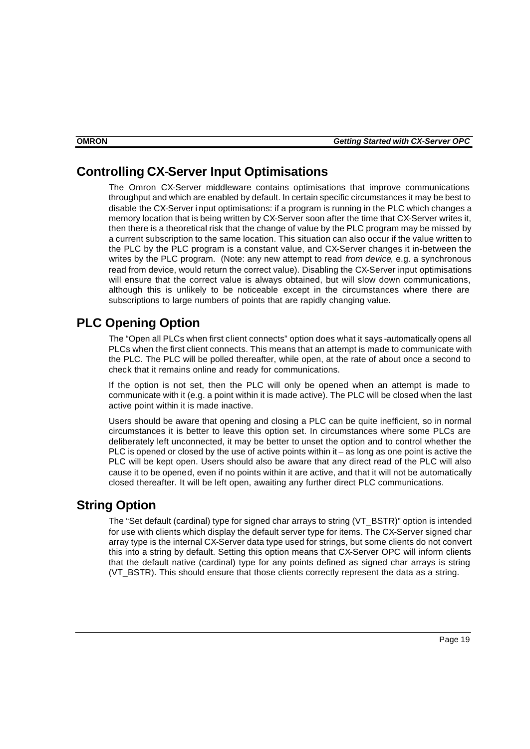## Controlling CX-Server Input Optimisations

The Omron CX-Server middleware contains optimisations that improve communications throughput and which are enabled by default. In certain specific circumstances it may be best to disable the CX-Server input optimisations: if a program is running in the PLC which changes a memory location that is being written by CX-Server soon after the time that CX-Server writes it, then there is a theoretical risk that the change of value by the PLC program may be missed by a current subscription to the same location. This situation can also occur if the value written to the PLC by the PLC program is a constant value, and CX-Server changes it in-between the writes by the PLC program. (Note: any new attempt to read *from device*, e.g. a synchronous read from device, would return the correct value). Disabling the CX-Server input optimisations will ensure that the correct value is always obtained, but will slow down communications, although this is unlikely to be noticeable except in the circumstances where there are subscriptions to large numbers of points that are rapidly changing value.

## PLC Opening Option

The "Open all PLCs when first client connects" option does what it says -automatically opens all PLCs when the first client connects. This means that an attempt is made to communicate with the PLC. The PLC will be polled thereafter, while open, at the rate of about once a second to check that it remains online and ready for communications.

If the option is not set, then the PLC will only be opened when an attempt is made to communicate with it (e.g. a point within it is made active). The PLC will be closed when the last active point within it is made inactive.

Users should be aware that opening and closing a PLC can be quite inefficient, so in normal circumstances it is better to leave this option set. In circumstances where some PLCs are deliberately left unconnected, it may be better to unset the option and to control whether the PLC is opened or closed by the use of active points within it – as long as one point is active the PLC will be kept open. Users should also be aware that any direct read of the PLC will also cause it to be opened, even if no points within it are active, and that it will not be automatically closed thereafter. It will be left open, awaiting any further direct PLC communications.

## String Option

The "Set default (cardinal) type for signed char arrays to string (VT_BSTR)" option is intended for use with clients which display the default server type for items. The CX-Server signed char array type is the internal CX-Server data type used for strings, but some clients do not convert this into a string by default. Setting this option means that CX-Server OPC will inform clients that the default native (cardinal) type for any points defined as signed char arrays is string (VT_BSTR). This should ensure that those clients correctly represent the data as a string.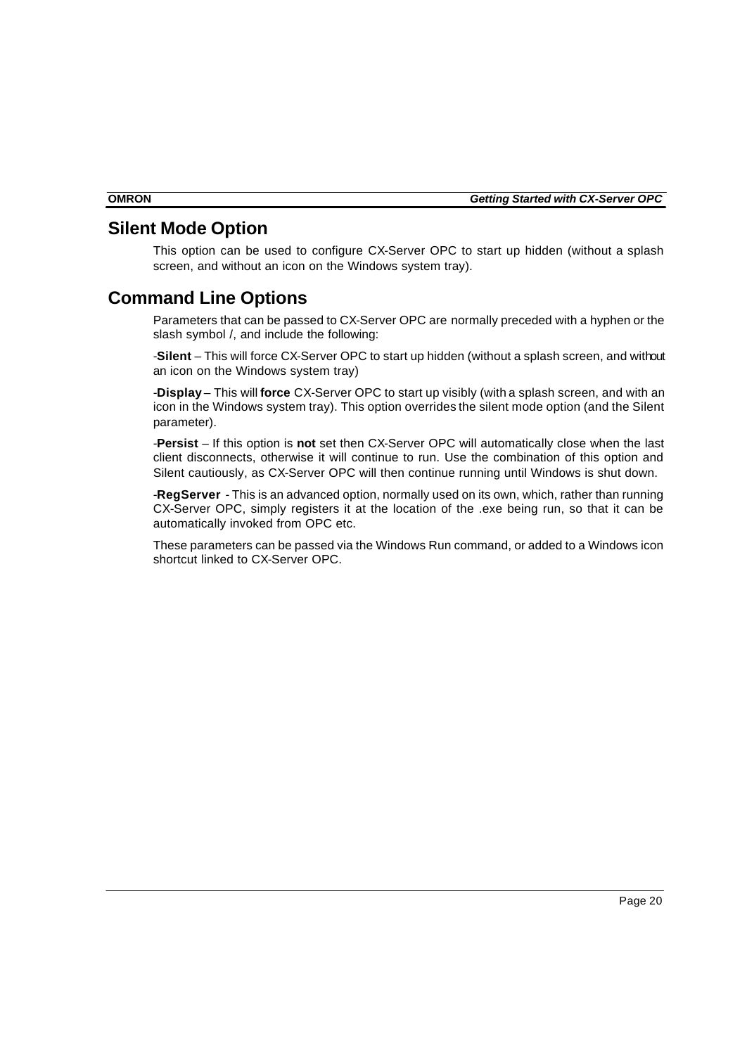## Silent Mode Option

This option can be used to configure CX-Server OPC to start up hidden (without a splash screen, and without an icon on the Windows system tray).

## Command Line Options

Parameters that can be passed to CX-Server OPC are normally preceded with a hyphen or the slash symbol /, and include the following:

-**Silent** – This will force CX-Server OPC to start up hidden (without a splash screen, and without an icon on the Windows system tray)

-**Display** – This will **force** CX-Server OPC to start up visibly (with a splash screen, and with an icon in the Windows system tray). This option overrides the silent mode option (and the Silent parameter).

-**Persist** – If this option is **not** set then CX-Server OPC will automatically close when the last client disconnects, otherwise it will continue to run. Use the combination of this option and Silent cautiously, as CX-Server OPC will then continue running until Windows is shut down.

-**RegServer** - This is an advanced option, normally used on its own, which, rather than running CX-Server OPC, simply registers it at the location of the .exe being run, so that it can be automatically invoked from OPC etc.

These parameters can be passed via the Windows Run command, or added to a Windows icon shortcut linked to CX-Server OPC.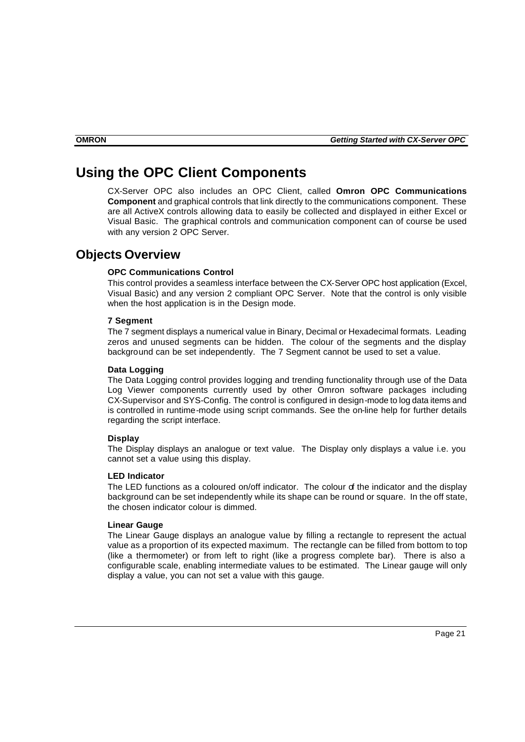# Using the OPC Client Components

CX-Server OPC also includes an OPC Client, called **Omron OPC Communications Component** and graphical controls that link directly to the communications component. These are all ActiveX controls allowing data to easily be collected and displayed in either Excel or Visual Basic. The graphical controls and communication component can of course be used with any version 2 OPC Server.

# Objects Overview

**OPC Communications Control**

This control provides a seamless interface between the CX-Server OPC host application (Excel, Visual Basic) and any version 2 compliant OPC Server. Note that the control is only visible when the host application is in the Design mode.

**7 Segment**

The 7 segment displays a numerical value in Binary, Decimal or Hexadecimal formats. Leading zeros and unused segments can be hidden. The colour of the segments and the display background can be set independently. The 7 Segment cannot be used to set a value.

**Data Logging**

The Data Logging control provides logging and trending functionality through use of the Data Log Viewer components currently used by other Omron software packages including CX-Supervisor and SYS-Config. The control is configured in design-mode to log data items and is controlled in runtime-mode using script commands. See the on-line help for further details regarding the script interface.

**Display**

The Display displays an analogue or text value. The Display only displays a value i.e. you cannot set a value using this display.

**LED Indicator**

The LED functions as a coloured on/off indicator. The colour of the indicator and the display background can be set independently while its shape can be round or square. In the off state, the chosen indicator colour is dimmed.

**Linear Gauge**

The Linear Gauge displays an analogue value by filling a rectangle to represent the actual value as a proportion of its expected maximum. The rectangle can be filled from bottom to top (like a thermometer) or from left to right (like a progress complete bar). There is also a configurable scale, enabling intermediate values to be estimated. The Linear gauge will only display a value, you can not set a value with this gauge.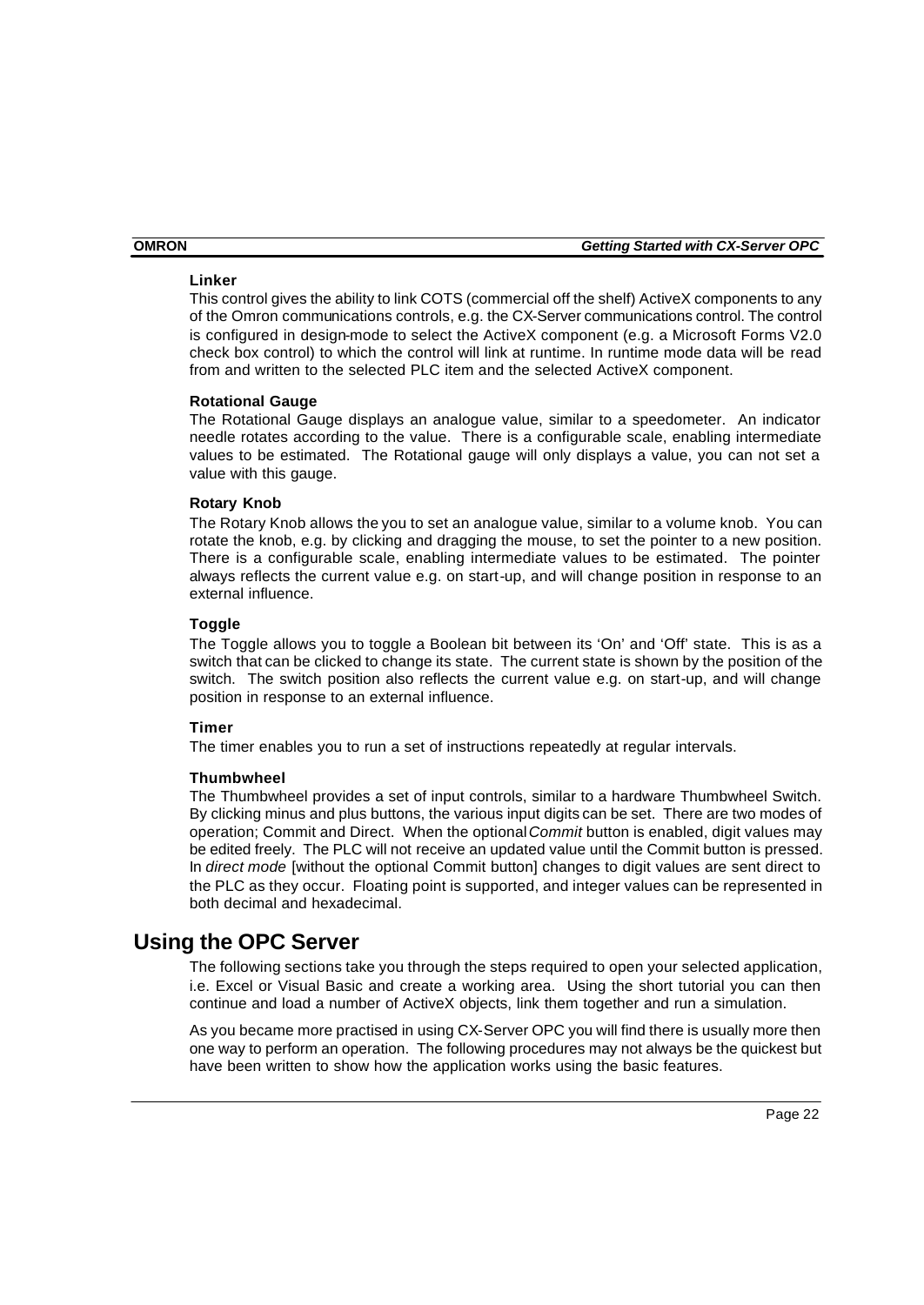#### Linker

This control gives the ability to link COTS (commercial off the shelf) ActiveX components to any of the Omron communications controls, e.g. the CX-Server communications control. The control is configured in design-mode to select the ActiveX component (e.g. a Microsoft Forms V2.0 check box control) to which the control will link at runtime. In runtime mode data will be read from and written to the selected PLC item and the selected ActiveX component.

#### Rotational Gauge

The Rotational Gauge displays an analogue value, similar to a speedometer. An indicator needle rotates according to the value. There is a configurable scale, enabling intermediate values to be estimated. The Rotational gauge will only displays a value, you can not set a value with this gauge.

#### Rotary Knob

The Rotary Knob allows the you to set an analogue value, similar to a volume knob. You can rotate the knob, e.g. by clicking and dragging the mouse, to set the pointer to a new position. There is a configurable scale, enabling intermediate values to be estimated. The pointer always reflects the current value e.g. on start-up, and will change position in response to an external influence.

#### Toggle

The Toggle allows you to toggle a Boolean bit between its ‘On’ and ‘Off’ state. This is as a switch that can be clicked to change its state. The current state is shown by the position of the switch. The switch position also reflects the current value e.g. on start-up, and will change position in response to an external influence.

#### Timer

The timer enables you to run a set of instructions repeatedly at regular intervals.

#### Thumbwheel

The Thumbwheel provides a set of input controls, similar to a hardware Thumbwheel Switch. By clicking minus and plus buttons, the various input digits can be set. There are two modes of operation; Commit and Direct. When the optional *Commit* button is enabled, digit values may be edited freely. The PLC will not receive an updated value until the Commit button is pressed. In *direct mode* [without the optional Commit button] changes to digit values are sent direct to the PLC as they occur. Floating point is supported, and integer values can be represented in both decimal and hexadecimal.

## Using the OPC Server

The following sections take you through the steps required to open your selected application, i.e. Excel or Visual Basic and create a working area. Using the short tutorial you can then continue and load a number of ActiveX objects, link them together and run a simulation.

As you became more practised in using CX-Server OPC you will find there is usually more then one way to perform an operation. The following procedures may not always be the quickest but have been written to show how the application works using the basic features.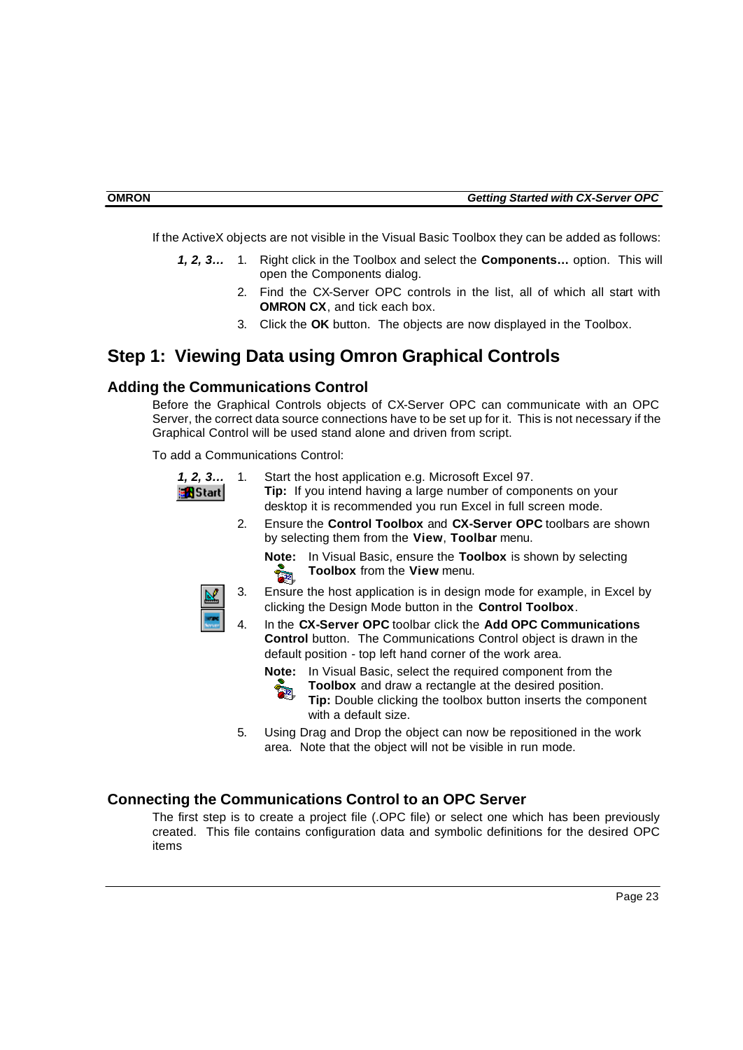If the ActiveX objects are not visible in the Visual Basic Toolbox they can be added as follows:

***1, 2, 3…***

1. Right click in the Toolbox and select the **Components…** option. This will open the Components dialog.
2. Find the CX-Server OPC controls in the list, all of which all start with **OMRON CX**, and tick each box.
3. Click the **OK** button. The objects are now displayed in the Toolbox.

# Step 1: Viewing Data using Omron Graphical Controls

## Adding the Communications Control

Before the Graphical Controls objects of CX-Server OPC can communicate with an OPC Server, the correct data source connections have to be set up for it. This is not necessary if the Graphical Control will be used stand alone and driven from script.

To add a Communications Control:

***1, 2, 3…***

1. Start the host application e.g. Microsoft Excel 97.
   **Tip:** If you intend having a large number of components on your desktop it is recommended you run Excel in full screen mode.
2. Ensure the **Control Toolbox** and **CX-Server OPC** toolbars are shown by selecting them from the **View**, **Toolbar** menu.
   **Note:** In Visual Basic, ensure the **Toolbox** is shown by selecting **Toolbox** from the **View** menu.
3. Ensure the host application is in design mode for example, in Excel by clicking the Design Mode button in the **Control Toolbox**.
4. In the **CX-Server OPC** toolbar click the **Add OPC Communications Control** button. The Communications Control object is drawn in the default position - top left hand corner of the work area.
   **Note:** In Visual Basic, select the required component from the **Toolbox** and draw a rectangle at the desired position.
   **Tip:** Double clicking the toolbox button inserts the component with a default size.
5. Using Drag and Drop the object can now be repositioned in the work area. Note that the object will not be visible in run mode.

## Connecting the Communications Control to an OPC Server

The first step is to create a project file (.OPC file) or select one which has been previously created. This file contains configuration data and symbolic definitions for the desired OPC items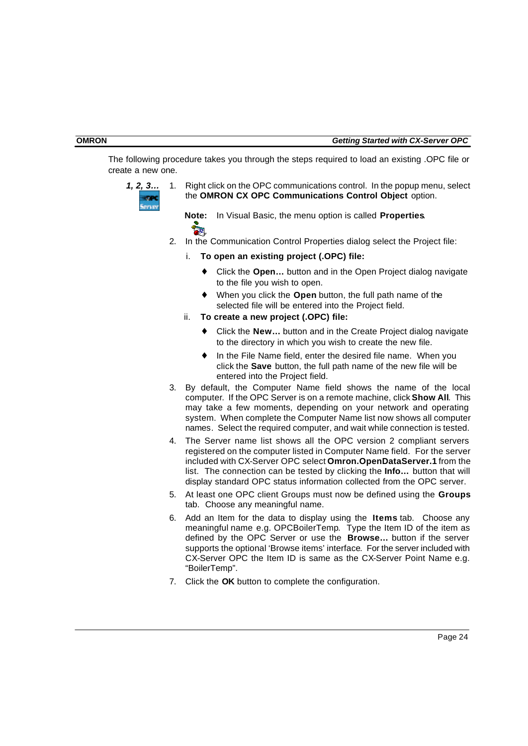The following procedure takes you through the steps required to load an existing .OPC file or create a new one.

***1, 2, 3…***

1. Right click on the OPC communications control. In the popup menu, select the **OMRON CX OPC Communications Control Object** option.

   **Note:** In Visual Basic, the menu option is called **Properties**.

2. In the Communication Control Properties dialog select the Project file:

   i. **To open an existing project (.OPC) file:**

   - Click the **Open…** button and in the Open Project dialog navigate to the file you wish to open.
   - When you click the **Open** button, the full path name of the selected file will be entered into the Project field.

   ii. **To create a new project (.OPC) file:**

   - Click the **New…** button and in the Create Project dialog navigate to the directory in which you wish to create the new file.
   - In the File Name field, enter the desired file name. When you click the **Save** button, the full path name of the new file will be entered into the Project field.

3. By default, the Computer Name field shows the name of the local computer. If the OPC Server is on a remote machine, click **Show All**. This may take a few moments, depending on your network and operating system. When complete the Computer Name list now shows all computer names. Select the required computer, and wait while connection is tested.

4. The Server name list shows all the OPC version 2 compliant servers registered on the computer listed in Computer Name field. For the server included with CX-Server OPC select **Omron.OpenDataServer.1** from the list. The connection can be tested by clicking the **Info…** button that will display standard OPC status information collected from the OPC server.

5. At least one OPC client Groups must now be defined using the **Groups** tab. Choose any meaningful name.

6. Add an Item for the data to display using the **Items** tab. Choose any meaningful name e.g. OPCBoilerTemp. Type the Item ID of the item as defined by the OPC Server or use the **Browse…** button if the server supports the optional 'Browse items' interface. For the server included with CX-Server OPC the Item ID is same as the CX-Server Point Name e.g. "BoilerTemp".

7. Click the **OK** button to complete the configuration.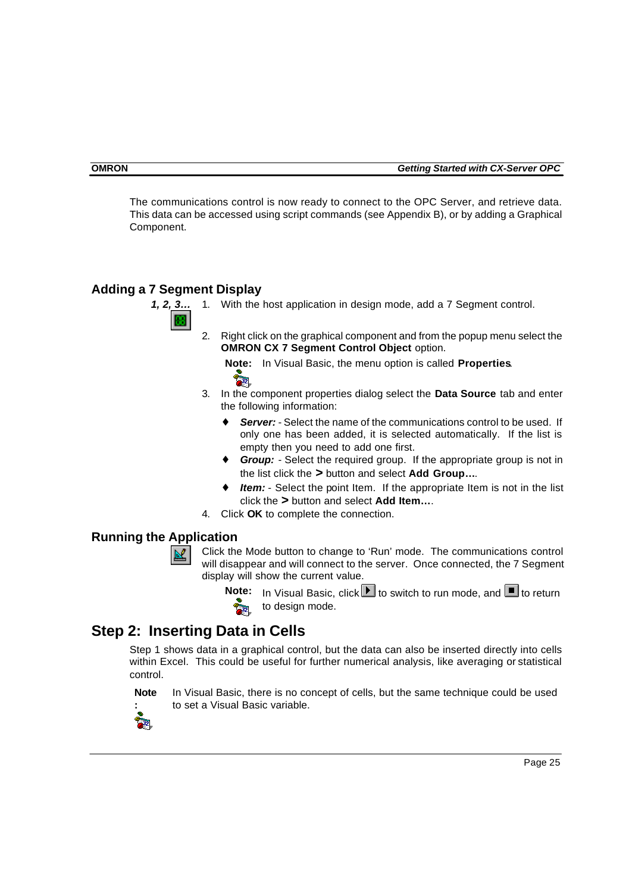The communications control is now ready to connect to the OPC Server, and retrieve data. This data can be accessed using script commands (see Appendix B), or by adding a Graphical Component.

### Adding a 7 Segment Display

***1, 2, 3…***

1. With the host application in design mode, add a 7 Segment control.
2. Right click on the graphical component and from the popup menu select the **OMRON CX 7 Segment Control Object** option.

   **Note:** In Visual Basic, the menu option is called **Properties**.
3. In the component properties dialog select the **Data Source** tab and enter the following information:
   - ***Server:*** - Select the name of the communications control to be used. If only one has been added, it is selected automatically. If the list is empty then you need to add one first.
   - ***Group:*** - Select the required group. If the appropriate group is not in the list click the **>** button and select **Add Group…**.
   - ***Item:*** - Select the point Item. If the appropriate Item is not in the list click the **>** button and select **Add Item…**.
4. Click **OK** to complete the connection.

### Running the Application

Click the Mode button to change to 'Run' mode. The communications control will disappear and will connect to the server. Once connected, the 7 Segment display will show the current value.

**Note:** In Visual Basic, click ▶ to switch to run mode, and ■ to return to design mode.

## Step 2: Inserting Data in Cells

Step 1 shows data in a graphical control, but the data can also be inserted directly into cells within Excel. This could be useful for further numerical analysis, like averaging or statistical control.

**Note:** In Visual Basic, there is no concept of cells, but the same technique could be used to set a Visual Basic variable.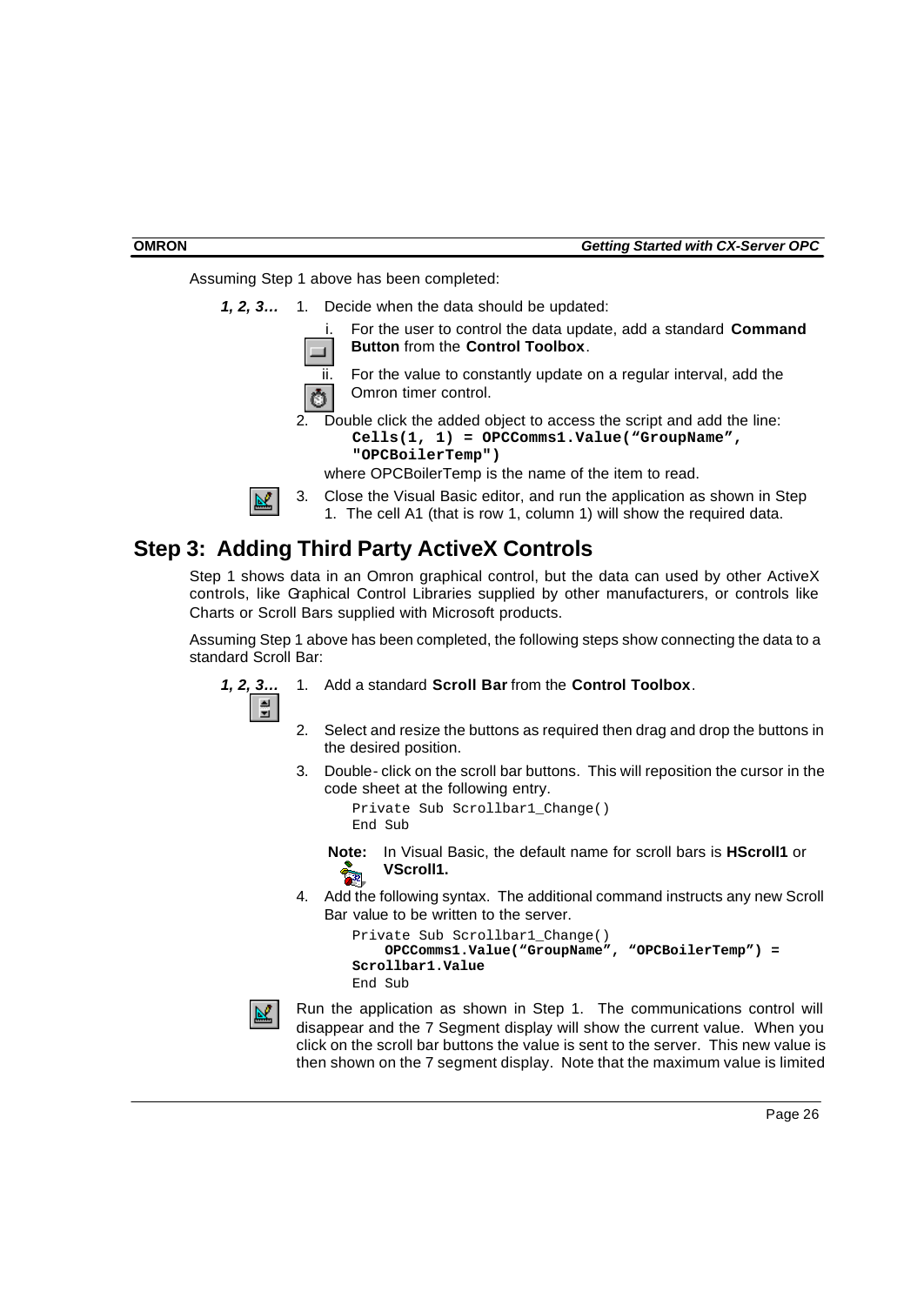Assuming Step 1 above has been completed:

***1, 2, 3…***

1. Decide when the data should be updated:
   1. For the user to control the data update, add a standard **Command Button** from the **Control Toolbox**.
   2. For the value to constantly update on a regular interval, add the Omron timer control.
2. Double click the added object to access the script and add the line:
   ```
   Cells(1, 1) = OPCComms1.Value("GroupName", "OPCBoilerTemp")
   ```
   where OPCBoilerTemp is the name of the item to read.
3. Close the Visual Basic editor, and run the application as shown in Step 1. The cell A1 (that is row 1, column 1) will show the required data.

## Step 3: Adding Third Party ActiveX Controls

Step 1 shows data in an Omron graphical control, but the data can used by other ActiveX controls, like Graphical Control Libraries supplied by other manufacturers, or controls like Charts or Scroll Bars supplied with Microsoft products.

Assuming Step 1 above has been completed, the following steps show connecting the data to a standard Scroll Bar:

***1, 2, 3…***

1. Add a standard **Scroll Bar** from the **Control Toolbox**.
2. Select and resize the buttons as required then drag and drop the buttons in the desired position.
3. Double-click on the scroll bar buttons. This will reposition the cursor in the code sheet at the following entry.
   ```
   Private Sub Scrollbar1_Change()
   End Sub
   ```
   **Note:** In Visual Basic, the default name for scroll bars is **HScroll1** or **VScroll1.**
4. Add the following syntax. The additional command instructs any new Scroll Bar value to be written to the server.
   ```
   Private Sub Scrollbar1_Change()
       OPCComms1.Value("GroupName", "OPCBoilerTemp") = Scrollbar1.Value
   End Sub
   ```

Run the application as shown in Step 1. The communications control will disappear and the 7 Segment display will show the current value. When you click on the scroll bar buttons the value is sent to the server. This new value is then shown on the 7 segment display. Note that the maximum value is limited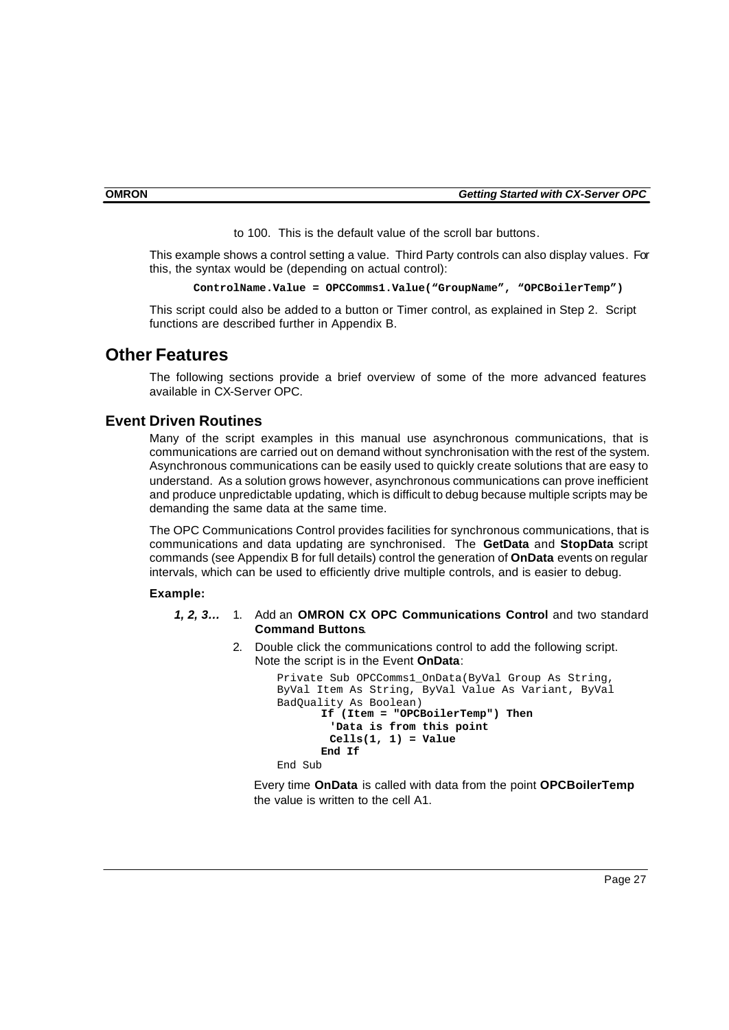to 100. This is the default value of the scroll bar buttons.

This example shows a control setting a value. Third Party controls can also display values. For this, the syntax would be (depending on actual control):

```
ControlName.Value = OPCComms1.Value("GroupName", "OPCBoilerTemp")
```

This script could also be added to a button or Timer control, as explained in Step 2. Script functions are described further in Appendix B.

# Other Features

The following sections provide a brief overview of some of the more advanced features available in CX-Server OPC.

## Event Driven Routines

Many of the script examples in this manual use asynchronous communications, that is communications are carried out on demand without synchronisation with the rest of the system. Asynchronous communications can be easily used to quickly create solutions that are easy to understand. As a solution grows however, asynchronous communications can prove inefficient and produce unpredictable updating, which is difficult to debug because multiple scripts may be demanding the same data at the same time.

The OPC Communications Control provides facilities for synchronous communications, that is communications and data updating are synchronised. The **GetData** and **StopData** script commands (see Appendix B for full details) control the generation of **OnData** events on regular intervals, which can be used to efficiently drive multiple controls, and is easier to debug.

**Example:**

***1, 2, 3…***

1. Add an **OMRON CX OPC Communications Control** and two standard **Command Buttons**.
2. Double click the communications control to add the following script. Note the script is in the Event **OnData**:

```
Private Sub OPCComms1_OnData(ByVal Group As String,
ByVal Item As String, ByVal Value As Variant, ByVal
BadQuality As Boolean)
        If (Item = "OPCBoilerTemp") Then
          'Data is from this point
          Cells(1, 1) = Value
        End If
End Sub
```

Every time **OnData** is called with data from the point **OPCBoilerTemp** the value is written to the cell A1.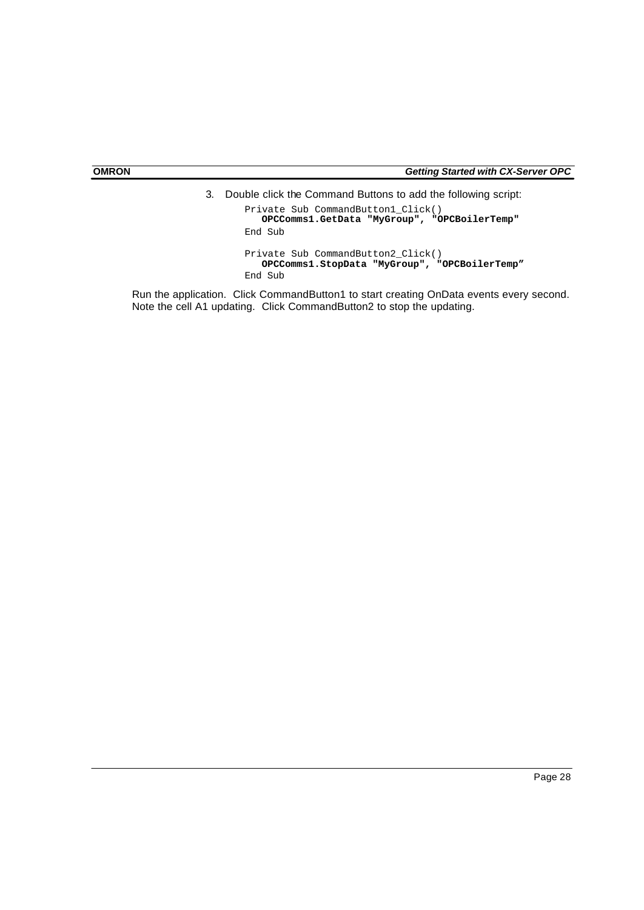3. Double click the Command Buttons to add the following script:

```
Private Sub CommandButton1_Click()
    OPCComms1.GetData "MyGroup", "OPCBoilerTemp"
End Sub

Private Sub CommandButton2_Click()
    OPCComms1.StopData "MyGroup", "OPCBoilerTemp"
End Sub
```

Run the application. Click CommandButton1 to start creating OnData events every second. Note the cell A1 updating. Click CommandButton2 to stop the updating.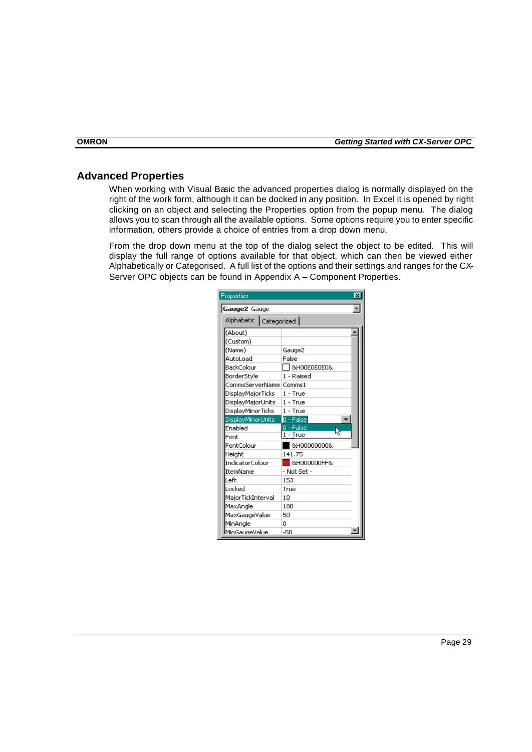## Advanced Properties

When working with Visual Basic the advanced properties dialog is normally displayed on the right of the work form, although it can be docked in any position. In Excel it is opened by right clicking on an object and selecting the Properties option from the popup menu. The dialog allows you to scan through all the available options. Some options require you to enter specific information, others provide a choice of entries from a drop down menu.

From the drop down menu at the top of the dialog select the object to be edited. This will display the full range of options available for that object, which can then be viewed either Alphabetically or Categorised. A full list of the options and their settings and ranges for the CX-Server OPC objects can be found in Appendix A – Component Properties.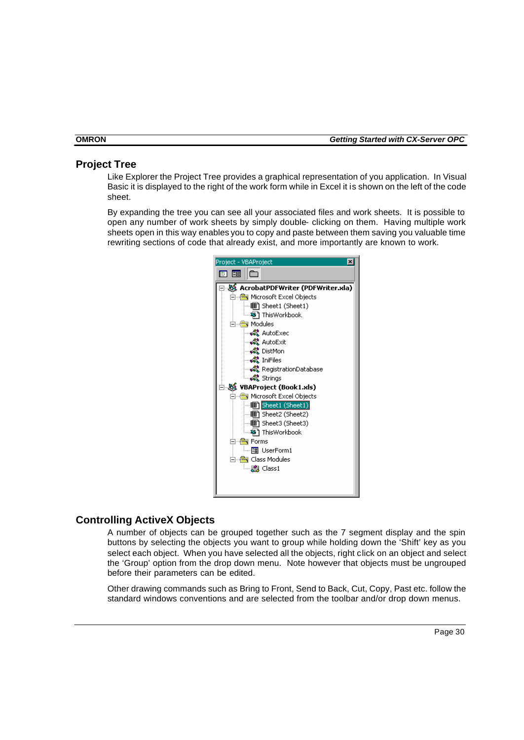## Project Tree

Like Explorer the Project Tree provides a graphical representation of you application. In Visual Basic it is displayed to the right of the work form while in Excel it is shown on the left of the code sheet.

By expanding the tree you can see all your associated files and work sheets. It is possible to open any number of work sheets by simply double- clicking on them. Having multiple work sheets open in this way enables you to copy and paste between them saving you valuable time rewriting sections of code that already exist, and more importantly are known to work.

## Controlling ActiveX Objects

A number of objects can be grouped together such as the 7 segment display and the spin buttons by selecting the objects you want to group while holding down the 'Shift' key as you select each object. When you have selected all the objects, right click on an object and select the 'Group' option from the drop down menu. Note however that objects must be ungrouped before their parameters can be edited.

Other drawing commands such as Bring to Front, Send to Back, Cut, Copy, Past etc. follow the standard windows conventions and are selected from the toolbar and/or drop down menus.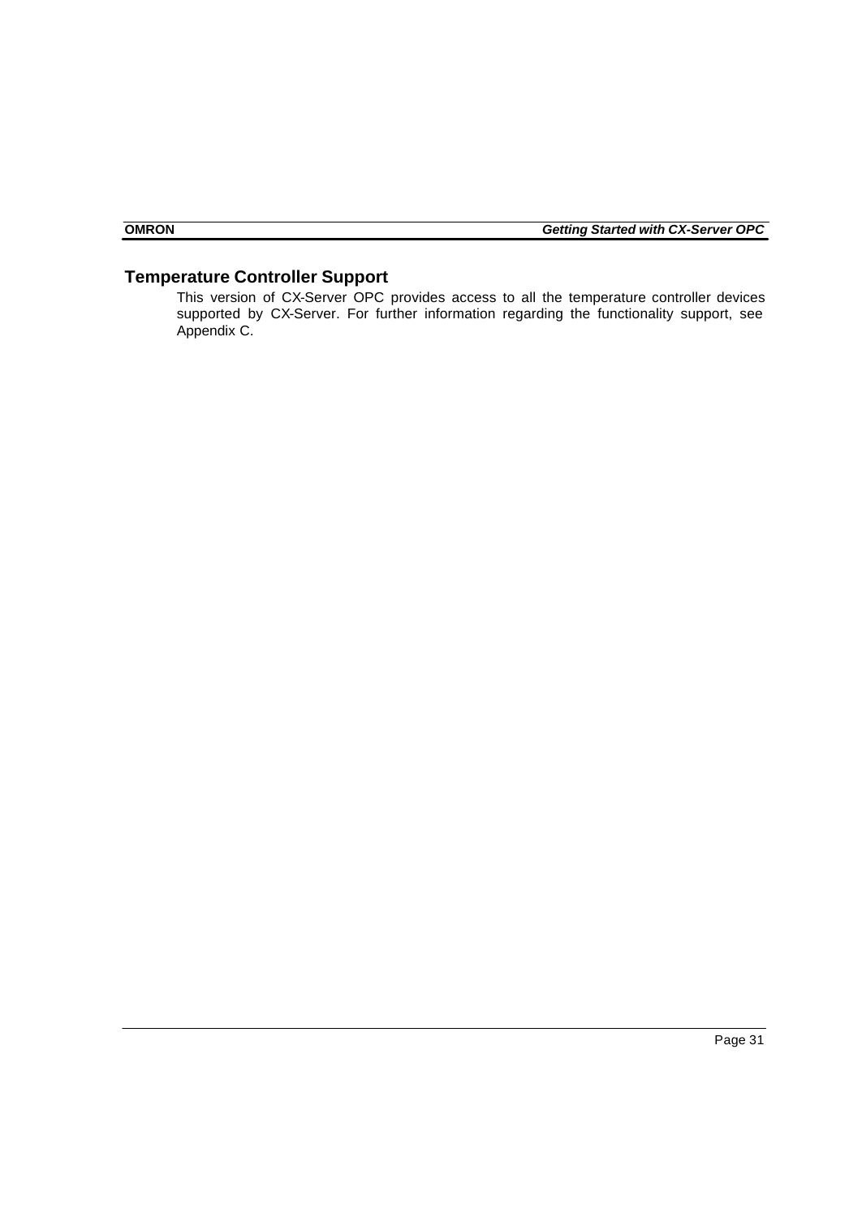## Temperature Controller Support

This version of CX-Server OPC provides access to all the temperature controller devices supported by CX-Server. For further information regarding the functionality support, see Appendix C.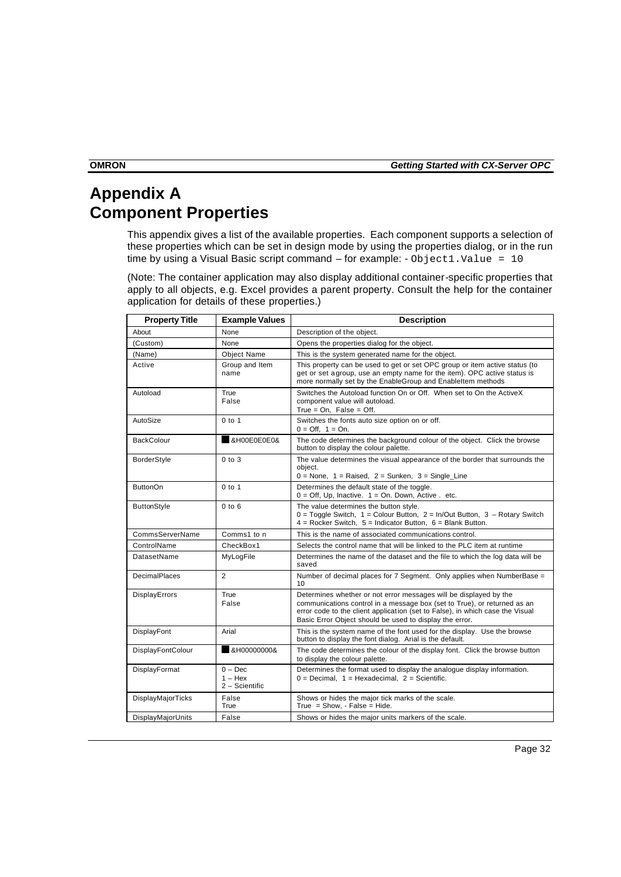# Appendix A
# Component Properties

This appendix gives a list of the available properties. Each component supports a selection of these properties which can be set in design mode by using the properties dialog, or in the run time by using a Visual Basic script command – for example: - `Object1.Value = 10`

(Note: The container application may also display additional container-specific properties that apply to all objects, e.g. Excel provides a parent property. Consult the help for the container application for details of these properties.)

| Property Title | Example Values | Description |
|---|---|---|
| About | None | Description of the object. |
| (Custom) | None | Opens the properties dialog for the object. |
| (Name) | Object Name | This is the system generated name for the object. |
| Active | Group and Item name | This property can be used to get or set OPC group or item active status (to get or set a group, use an empty name for the item). OPC active status is more normally set by the EnableGroup and EnableItem methods |
| Autoload | True<br>False | Switches the Autoload function On or Off. When set to On the ActiveX component value will autoload.<br>True = On, False = Off. |
| AutoSize | 0 to 1 | Switches the fonts auto size option on or off.<br>0 = Off, 1 = On. |
| BackColour | &H00E0E0E0& | The code determines the background colour of the object. Click the browse button to display the colour palette. |
| BorderStyle | 0 to 3 | The value determines the visual appearance of the border that surrounds the object.<br>0 = None, 1 = Raised, 2 = Sunken, 3 = Single_Line |
| ButtonOn | 0 to 1 | Determines the default state of the toggle.<br>0 = Off, Up, Inactive. 1 = On. Down, Active . etc. |
| ButtonStyle | 0 to 6 | The value determines the button style.<br>0 = Toggle Switch, 1 = Colour Button, 2 = In/Out Button, 3 – Rotary Switch 4 = Rocker Switch, 5 = Indicator Button, 6 = Blank Button. |
| CommsServerName | Comms1 to n | This is the name of associated communications control. |
| ControlName | CheckBox1 | Selects the control name that will be linked to the PLC item at runtime |
| DatasetName | MyLogFile | Determines the name of the dataset and the file to which the log data will be saved |
| DecimalPlaces | 2 | Number of decimal places for 7 Segment. Only applies when NumberBase = 10 |
| DisplayErrors | True<br>False | Determines whether or not error messages will be displayed by the communications control in a message box (set to True), or returned as an error code to the client application (set to False), in which case the Visual Basic Error Object should be used to display the error. |
| DisplayFont | Arial | This is the system name of the font used for the display. Use the browse button to display the font dialog. Arial is the default. |
| DisplayFontColour | &H00000000& | The code determines the colour of the display font. Click the browse button to display the colour palette. |
| DisplayFormat | 0 – Dec<br>1 – Hex<br>2 – Scientific | Determines the format used to display the analogue display information.<br>0 = Decimal, 1 = Hexadecimal, 2 = Scientific. |
| DisplayMajorTicks | False<br>True | Shows or hides the major tick marks of the scale.<br>True = Show, - False = Hide. |
| DisplayMajorUnits | False | Shows or hides the major units markers of the scale. |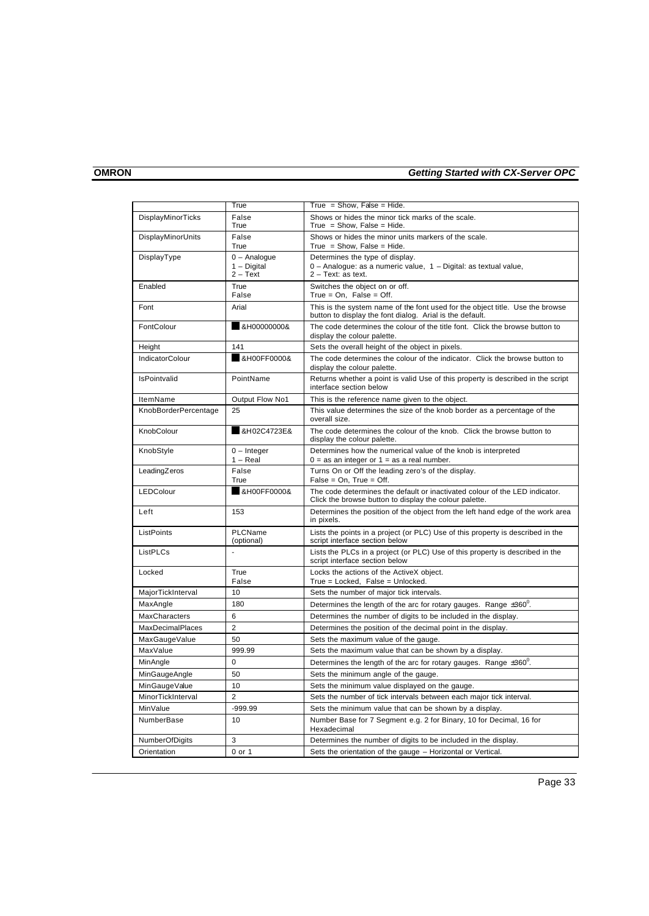| | True | True = Show, False = Hide. |
|---|---|---|
| DisplayMinorTicks | False<br>True | Shows or hides the minor tick marks of the scale.<br>True = Show, False = Hide. |
| DisplayMinorUnits | False<br>True | Shows or hides the minor units markers of the scale.<br>True = Show, False = Hide. |
| DisplayType | 0 – Analogue<br>1 – Digital<br>2 – Text | Determines the type of display.<br>0 – Analogue: as a numeric value, 1 – Digital: as textual value,<br>2 – Text: as text. |
| Enabled | True<br>False | Switches the object on or off.<br>True = On, False = Off. |
| Font | Arial | This is the system name of the font used for the object title. Use the browse button to display the font dialog. Arial is the default. |
| FontColour | &H00000000& | The code determines the colour of the title font. Click the browse button to display the colour palette. |
| Height | 141 | Sets the overall height of the object in pixels. |
| IndicatorColour | &H00FF0000& | The code determines the colour of the indicator. Click the browse button to display the colour palette. |
| IsPointvalid | PointName | Returns whether a point is valid Use of this property is described in the script interface section below |
| ItemName | Output Flow No1 | This is the reference name given to the object. |
| KnobBorderPercentage | 25 | This value determines the size of the knob border as a percentage of the overall size. |
| KnobColour | &H02C4723E& | The code determines the colour of the knob. Click the browse button to display the colour palette. |
| KnobStyle | 0 – Integer<br>1 – Real | Determines how the numerical value of the knob is interpreted<br>0 = as an integer or 1 = as a real number. |
| LeadingZeros | False<br>True | Turns On or Off the leading zero's of the display.<br>False = On, True = Off. |
| LEDColour | &H00FF0000& | The code determines the default or inactivated colour of the LED indicator. Click the browse button to display the colour palette. |
| Left | 153 | Determines the position of the object from the left hand edge of the work area in pixels. |
| ListPoints | PLCName<br>(optional) | Lists the points in a project (or PLC) Use of this property is described in the script interface section below |
| ListPLCs | - | Lists the PLCs in a project (or PLC) Use of this property is described in the script interface section below |
| Locked | True<br>False | Locks the actions of the ActiveX object.<br>True = Locked, False = Unlocked. |
| MajorTickInterval | 10 | Sets the number of major tick intervals. |
| MaxAngle | 180 | Determines the length of the arc for rotary gauges. Range $\pm 360^0$. |
| MaxCharacters | 6 | Determines the number of digits to be included in the display. |
| MaxDecimalPlaces | 2 | Determines the position of the decimal point in the display. |
| MaxGaugeValue | 50 | Sets the maximum value of the gauge. |
| MaxValue | 999.99 | Sets the maximum value that can be shown by a display. |
| MinAngle | 0 | Determines the length of the arc for rotary gauges. Range $\pm 360^0$. |
| MinGaugeAngle | 50 | Sets the minimum angle of the gauge. |
| MinGaugeValue | 10 | Sets the minimum value displayed on the gauge. |
| MinorTickInterval | 2 | Sets the number of tick intervals between each major tick interval. |
| MinValue | -999.99 | Sets the minimum value that can be shown by a display. |
| NumberBase | 10 | Number Base for 7 Segment e.g. 2 for Binary, 10 for Decimal, 16 for Hexadecimal |
| NumberOfDigits | 3 | Determines the number of digits to be included in the display. |
| Orientation | 0 or 1 | Sets the orientation of the gauge – Horizontal or Vertical. |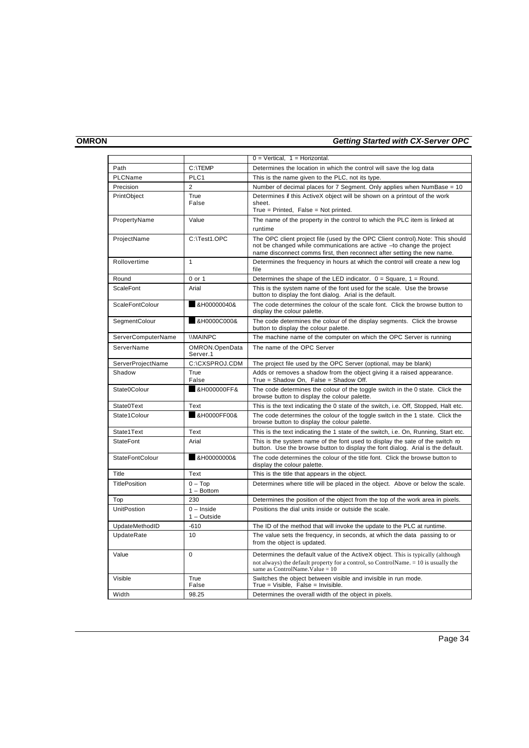| | | |
|---|---|---|
| | | 0 = Vertical, 1 = Horizontal. |
| Path | C:\TEMP | Determines the location in which the control will save the log data |
| PLCName | PLC1 | This is the name given to the PLC, not its type. |
| Precision | 2 | Number of decimal places for 7 Segment. Only applies when NumBase = 10 |
| PrintObject | True<br>False | Determines if this ActiveX object will be shown on a printout of the work sheet.<br>True = Printed, False = Not printed. |
| PropertyName | Value | The name of the property in the control to which the PLC item is linked at runtime |
| ProjectName | C:\Test1.OPC | The OPC client project file (used by the OPC Client control).Note: This should not be changed while communications are active –to change the project name disconnect comms first, then reconnect after setting the new name. |
| Rollovertime | 1 | Determines the frequency in hours at which the control will create a new log file |
| Round | 0 or 1 | Determines the shape of the LED indicator. 0 = Square, 1 = Round. |
| ScaleFont | Arial | This is the system name of the font used for the scale. Use the browse button to display the font dialog. Arial is the default. |
| ScaleFontColour | &H00000040& | The code determines the colour of the scale font. Click the browse button to display the colour palette. |
| SegmentColour | &H0000C000& | The code determines the colour of the display segments. Click the browse button to display the colour palette. |
| ServerComputerName | \\MAINPC | The machine name of the computer on which the OPC Server is running |
| ServerName | OMRON.OpenData Server.1 | The name of the OPC Server |
| ServerProjectName | C:\CXSPROJ.CDM | The project file used by the OPC Server (optional, may be blank) |
| Shadow | True<br>False | Adds or removes a shadow from the object giving it a raised appearance.<br>True = Shadow On, False = Shadow Off. |
| State0Colour | &H000000FF& | The code determines the colour of the toggle switch in the 0 state. Click the browse button to display the colour palette. |
| State0Text | Text | This is the text indicating the 0 state of the switch, i.e. Off, Stopped, Halt etc. |
| State1Colour | &H0000FF00& | The code determines the colour of the toggle switch in the 1 state. Click the browse button to display the colour palette. |
| State1Text | Text | This is the text indicating the 1 state of the switch, i.e. On, Running, Start etc. |
| StateFont | Arial | This is the system name of the font used to display the sate of the switch ro button. Use the browse button to display the font dialog. Arial is the default. |
| StateFontColour | &H00000000& | The code determines the colour of the title font. Click the browse button to display the colour palette. |
| Title | Text | This is the title that appears in the object. |
| TitlePosition | 0 – Top<br>1 – Bottom | Determines where title will be placed in the object. Above or below the scale. |
| Top | 230 | Determines the position of the object from the top of the work area in pixels. |
| UnitPostion | 0 – Inside<br>1 – Outside | Positions the dial units inside or outside the scale. |
| UpdateMethodID | -610 | The ID of the method that will invoke the update to the PLC at runtime. |
| UpdateRate | 10 | The value sets the frequency, in seconds, at which the data passing to or from the object is updated. |
| Value | 0 | Determines the default value of the ActiveX object. This is typically (although not always) the default property for a control, so ControlName. = 10 is usually the same as ControlName.Value = 10 |
| Visible | True<br>False | Switches the object between visible and invisible in run mode.<br>True = Visible, False = Invisible. |
| Width | 98.25 | Determines the overall width of the object in pixels. |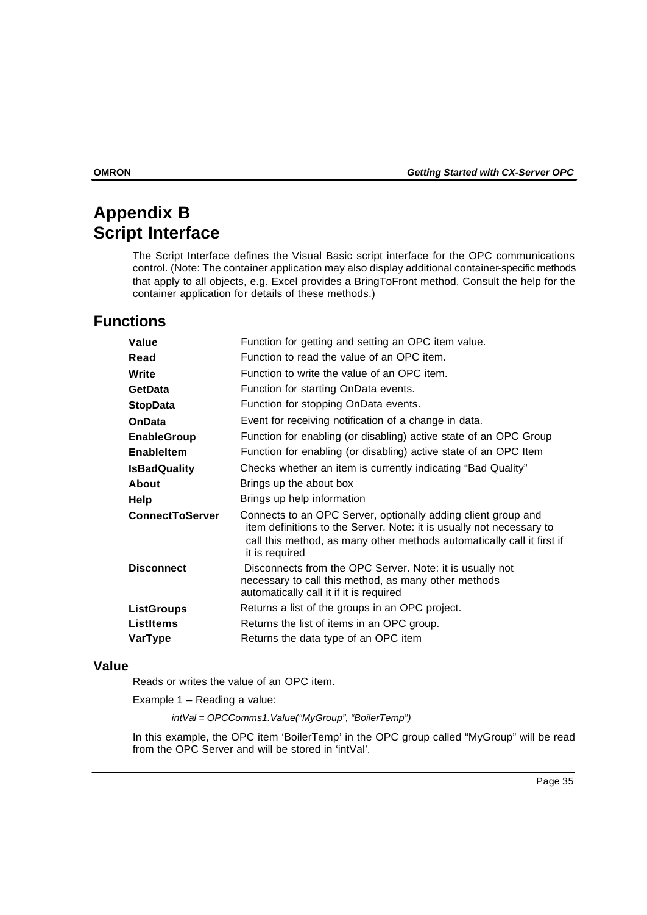# Appendix B
# Script Interface

The Script Interface defines the Visual Basic script interface for the OPC communications control. (Note: The container application may also display additional container-specific methods that apply to all objects, e.g. Excel provides a BringToFront method. Consult the help for the container application for details of these methods.)

## Functions

| | |
|---|---|
| **Value** | Function for getting and setting an OPC item value. |
| **Read** | Function to read the value of an OPC item. |
| **Write** | Function to write the value of an OPC item. |
| **GetData** | Function for starting OnData events. |
| **StopData** | Function for stopping OnData events. |
| **OnData** | Event for receiving notification of a change in data. |
| **EnableGroup** | Function for enabling (or disabling) active state of an OPC Group |
| **EnableItem** | Function for enabling (or disabling) active state of an OPC Item |
| **IsBadQuality** | Checks whether an item is currently indicating "Bad Quality" |
| **About** | Brings up the about box |
| **Help** | Brings up help information |
| **ConnectToServer** | Connects to an OPC Server, optionally adding client group and item definitions to the Server. Note: it is usually not necessary to call this method, as many other methods automatically call it first if it is required |
| **Disconnect** | Disconnects from the OPC Server. Note: it is usually not necessary to call this method, as many other methods automatically call it if it is required |
| **ListGroups** | Returns a list of the groups in an OPC project. |
| **ListItems** | Returns the list of items in an OPC group. |
| **VarType** | Returns the data type of an OPC item |

### Value

Reads or writes the value of an OPC item.

Example 1 – Reading a value:

*intVal = OPCComms1.Value("MyGroup", "BoilerTemp")*

In this example, the OPC item 'BoilerTemp' in the OPC group called "MyGroup" will be read from the OPC Server and will be stored in 'intVal'.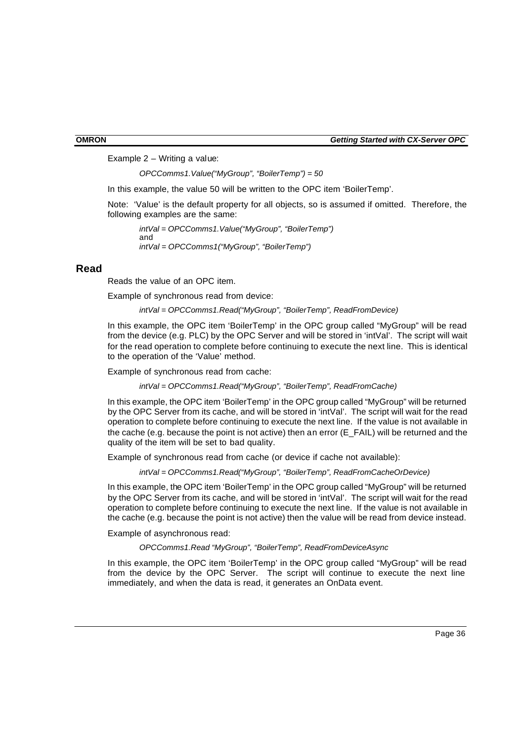Example 2 – Writing a value:

*OPCComms1.Value("MyGroup", "BoilerTemp") = 50*

In this example, the value 50 will be written to the OPC item 'BoilerTemp'.

Note: 'Value' is the default property for all objects, so is assumed if omitted. Therefore, the following examples are the same:

*intVal = OPCComms1.Value("MyGroup", "BoilerTemp")*
and
*intVal = OPCComms1("MyGroup", "BoilerTemp")*

## Read

Reads the value of an OPC item.

Example of synchronous read from device:

*intVal = OPCComms1.Read("MyGroup", "BoilerTemp", ReadFromDevice)*

In this example, the OPC item 'BoilerTemp' in the OPC group called "MyGroup" will be read from the device (e.g. PLC) by the OPC Server and will be stored in 'intVal'. The script will wait for the read operation to complete before continuing to execute the next line. This is identical to the operation of the 'Value' method.

Example of synchronous read from cache:

*intVal = OPCComms1.Read("MyGroup", "BoilerTemp", ReadFromCache)*

In this example, the OPC item 'BoilerTemp' in the OPC group called "MyGroup" will be returned by the OPC Server from its cache, and will be stored in 'intVal'. The script will wait for the read operation to complete before continuing to execute the next line. If the value is not available in the cache (e.g. because the point is not active) then an error (E_FAIL) will be returned and the quality of the item will be set to bad quality.

Example of synchronous read from cache (or device if cache not available):

*intVal = OPCComms1.Read("MyGroup", "BoilerTemp", ReadFromCacheOrDevice)*

In this example, the OPC item 'BoilerTemp' in the OPC group called "MyGroup" will be returned by the OPC Server from its cache, and will be stored in 'intVal'. The script will wait for the read operation to complete before continuing to execute the next line. If the value is not available in the cache (e.g. because the point is not active) then the value will be read from device instead.

Example of asynchronous read:

*OPCComms1.Read "MyGroup", "BoilerTemp", ReadFromDeviceAsync*

In this example, the OPC item 'BoilerTemp' in the OPC group called "MyGroup" will be read from the device by the OPC Server. The script will continue to execute the next line immediately, and when the data is read, it generates an OnData event.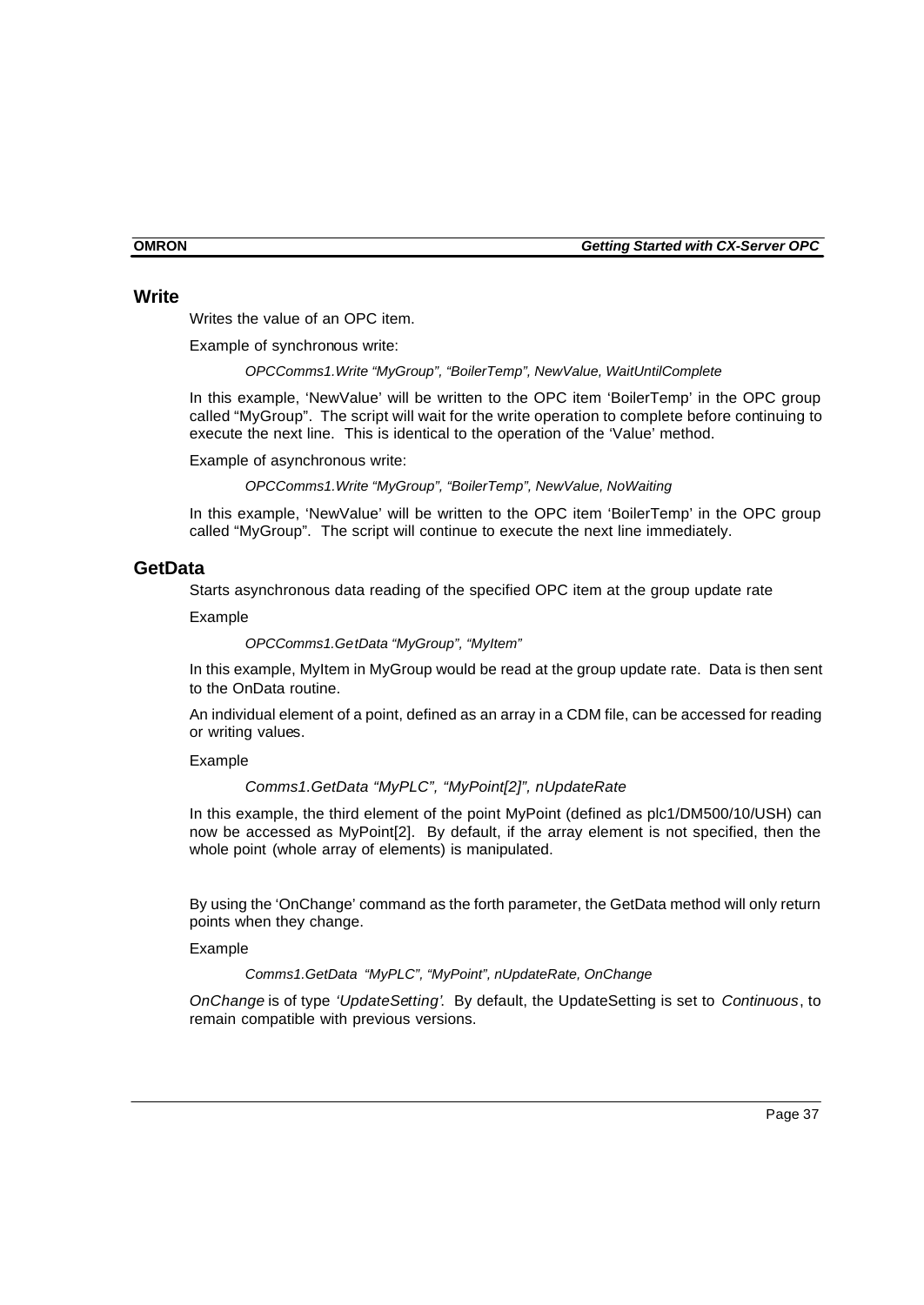## Write

Writes the value of an OPC item.

Example of synchronous write:

*OPCComms1.Write "MyGroup", "BoilerTemp", NewValue, WaitUntilComplete*

In this example, 'NewValue' will be written to the OPC item 'BoilerTemp' in the OPC group called "MyGroup". The script will wait for the write operation to complete before continuing to execute the next line. This is identical to the operation of the 'Value' method.

Example of asynchronous write:

*OPCComms1.Write "MyGroup", "BoilerTemp", NewValue, NoWaiting*

In this example, 'NewValue' will be written to the OPC item 'BoilerTemp' in the OPC group called "MyGroup". The script will continue to execute the next line immediately.

## GetData

Starts asynchronous data reading of the specified OPC item at the group update rate

Example

*OPCComms1.GetData "MyGroup", "MyItem"*

In this example, MyItem in MyGroup would be read at the group update rate. Data is then sent to the OnData routine.

An individual element of a point, defined as an array in a CDM file, can be accessed for reading or writing values.

Example

*Comms1.GetData "MyPLC", "MyPoint[2]", nUpdateRate*

In this example, the third element of the point MyPoint (defined as plc1/DM500/10/USH) can now be accessed as MyPoint[2]. By default, if the array element is not specified, then the whole point (whole array of elements) is manipulated.

By using the 'OnChange' command as the forth parameter, the GetData method will only return points when they change.

Example

*Comms1.GetData "MyPLC", "MyPoint", nUpdateRate, OnChange*

*OnChange* is of type *'UpdateSetting'*. By default, the UpdateSetting is set to *Continuous*, to remain compatible with previous versions.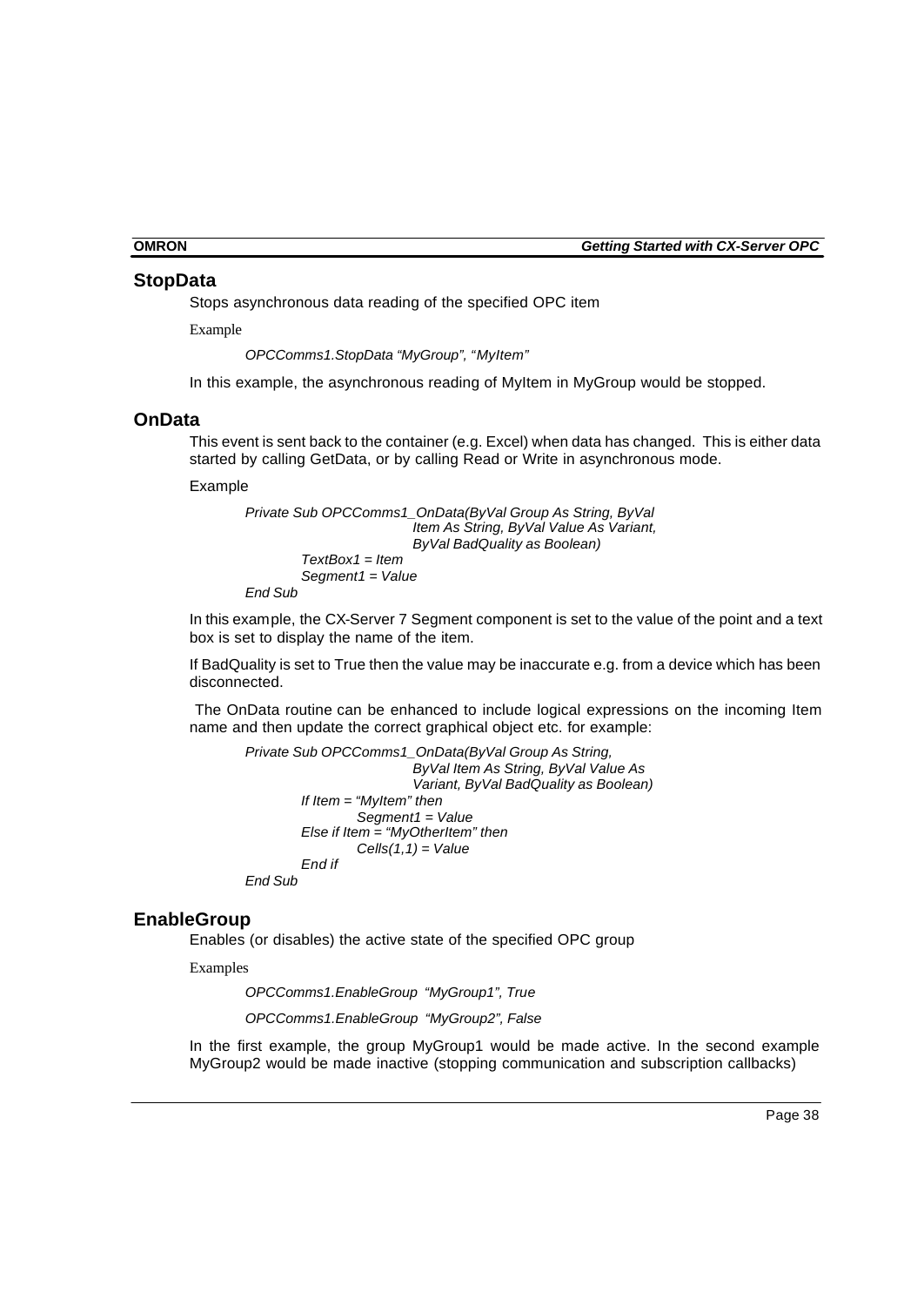## StopData

Stops asynchronous data reading of the specified OPC item

Example

*OPCComms1.StopData "MyGroup", "MyItem"*

In this example, the asynchronous reading of MyItem in MyGroup would be stopped.

## OnData

This event is sent back to the container (e.g. Excel) when data has changed. This is either data started by calling GetData, or by calling Read or Write in asynchronous mode.

Example

```
Private Sub OPCComms1_OnData(ByVal Group As String, ByVal
                             Item As String, ByVal Value As Variant,
                             ByVal BadQuality as Boolean)
        TextBox1 = Item
        Segment1 = Value
End Sub
```

In this example, the CX-Server 7 Segment component is set to the value of the point and a text box is set to display the name of the item.

If BadQuality is set to True then the value may be inaccurate e.g. from a device which has been disconnected.

The OnData routine can be enhanced to include logical expressions on the incoming Item name and then update the correct graphical object etc. for example:

```
Private Sub OPCComms1_OnData(ByVal Group As String,
                             ByVal Item As String, ByVal Value As
                             Variant, ByVal BadQuality as Boolean)
        If Item = "MyItem" then
                Segment1 = Value
        Else if Item = "MyOtherItem" then
                Cells(1,1) = Value
        End if
End Sub
```

## EnableGroup

Enables (or disables) the active state of the specified OPC group

Examples

*OPCComms1.EnableGroup "MyGroup1", True*

*OPCComms1.EnableGroup "MyGroup2", False*

In the first example, the group MyGroup1 would be made active. In the second example MyGroup2 would be made inactive (stopping communication and subscription callbacks)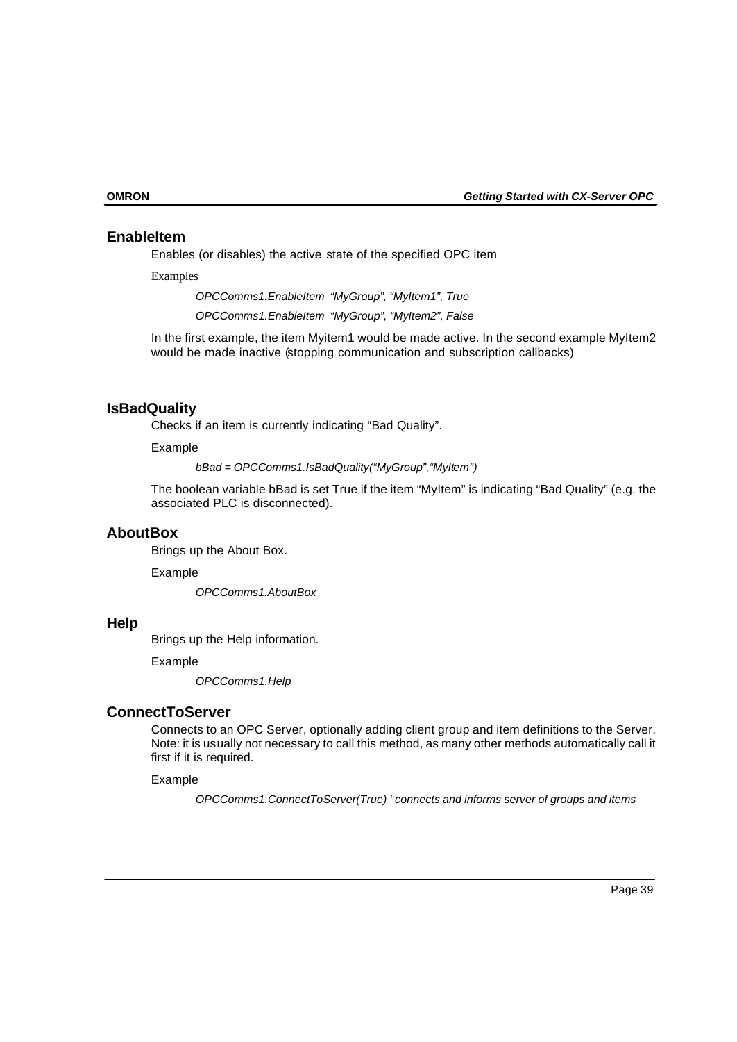## EnableItem

Enables (or disables) the active state of the specified OPC item

Examples

*OPCComms1.EnableItem "MyGroup", "MyItem1", True*

*OPCComms1.EnableItem "MyGroup", "MyItem2", False*

In the first example, the item Myitem1 would be made active. In the second example MyItem2 would be made inactive (stopping communication and subscription callbacks)

## IsBadQuality

Checks if an item is currently indicating "Bad Quality".

Example

*bBad = OPCComms1.IsBadQuality("MyGroup","MyItem")*

The boolean variable bBad is set True if the item "MyItem" is indicating "Bad Quality" (e.g. the associated PLC is disconnected).

## AboutBox

Brings up the About Box.

Example

*OPCComms1.AboutBox*

## Help

Brings up the Help information.

Example

*OPCComms1.Help*

## ConnectToServer

Connects to an OPC Server, optionally adding client group and item definitions to the Server. Note: it is usually not necessary to call this method, as many other methods automatically call it first if it is required.

Example

*OPCComms1.ConnectToServer(True) ' connects and informs server of groups and items*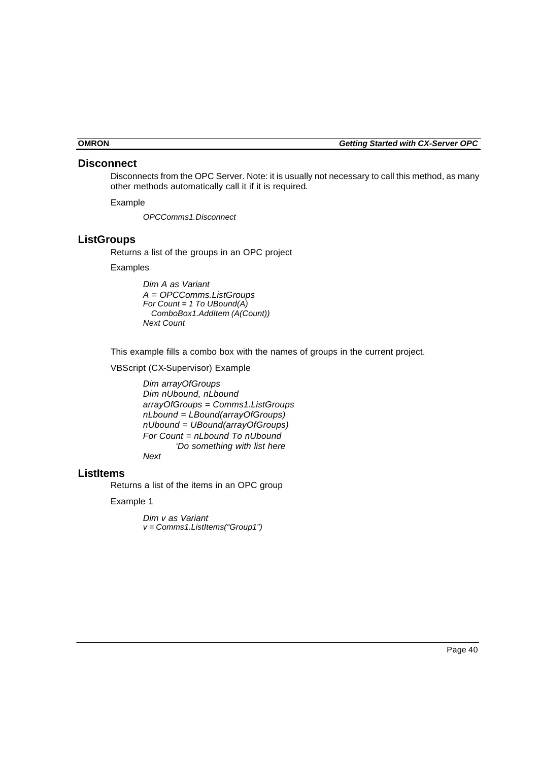## Disconnect

Disconnects from the OPC Server. Note: it is usually not necessary to call this method, as many other methods automatically call it if it is required.

Example

```
OPCComms1.Disconnect
```

## ListGroups

Returns a list of the groups in an OPC project

Examples

```
Dim A as Variant
A = OPCComms.ListGroups
For Count = 1 To UBound(A)
   ComboBox1.AddItem (A(Count))
Next Count
```

This example fills a combo box with the names of groups in the current project.

VBScript (CX-Supervisor) Example

```
Dim arrayOfGroups
Dim nUbound, nLbound
arrayOfGroups = Comms1.ListGroups
nLbound = LBound(arrayOfGroups)
nUbound = UBound(arrayOfGroups)
For Count = nLbound To nUbound
        'Do something with list here
Next
```

## ListItems

Returns a list of the items in an OPC group

Example 1

```
Dim v as Variant
v = Comms1.ListItems("Group1")
```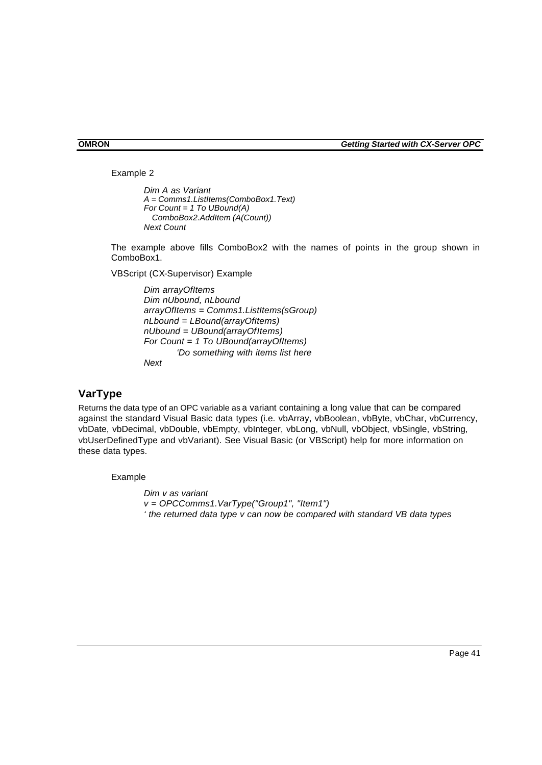Example 2

```
Dim A as Variant
A = Comms1.ListItems(ComboBox1.Text)
For Count = 1 To UBound(A)
  ComboBox2.AddItem (A(Count))
Next Count
```

The example above fills ComboBox2 with the names of points in the group shown in ComboBox1.

VBScript (CX-Supervisor) Example

```
Dim arrayOfItems
Dim nUbound, nLbound
arrayOfItems = Comms1.ListItems(sGroup)
nLbound = LBound(arrayOfItems)
nUbound = UBound(arrayOfItems)
For Count = 1 To UBound(arrayOfItems)
        'Do something with items list here
Next
```

## VarType

Returns the data type of an OPC variable as a variant containing a long value that can be compared against the standard Visual Basic data types (i.e. vbArray, vbBoolean, vbByte, vbChar, vbCurrency, vbDate, vbDecimal, vbDouble, vbEmpty, vbInteger, vbLong, vbNull, vbObject, vbSingle, vbString, vbUserDefinedType and vbVariant). See Visual Basic (or VBScript) help for more information on these data types.

Example

```
Dim v as variant
v = OPCComms1.VarType("Group1", "Item1")
' the returned data type v can now be compared with standard VB data types
```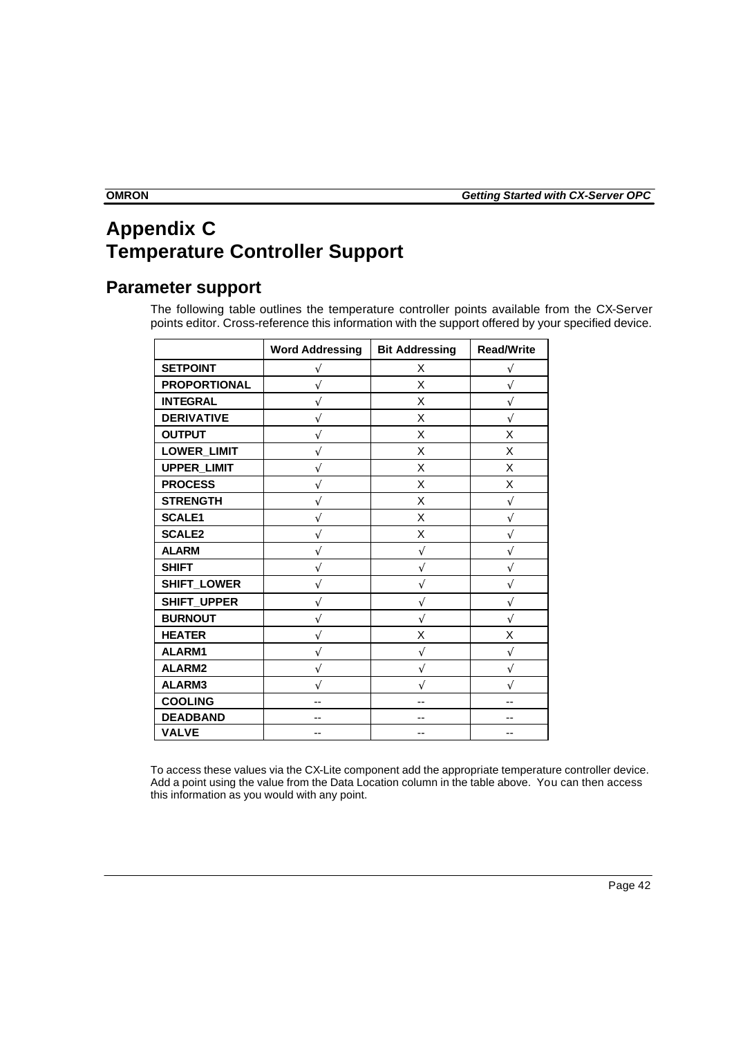# Appendix C
# Temperature Controller Support

## Parameter support

The following table outlines the temperature controller points available from the CX-Server points editor. Cross-reference this information with the support offered by your specified device.

| | Word Addressing | Bit Addressing | Read/Write |
|---|---|---|---|
| **SETPOINT** | √ | X | √ |
| **PROPORTIONAL** | √ | X | √ |
| **INTEGRAL** | √ | X | √ |
| **DERIVATIVE** | √ | X | √ |
| **OUTPUT** | √ | X | X |
| **LOWER_LIMIT** | √ | X | X |
| **UPPER_LIMIT** | √ | X | X |
| **PROCESS** | √ | X | X |
| **STRENGTH** | √ | X | √ |
| **SCALE1** | √ | X | √ |
| **SCALE2** | √ | X | √ |
| **ALARM** | √ | √ | √ |
| **SHIFT** | √ | √ | √ |
| **SHIFT_LOWER** | √ | √ | √ |
| **SHIFT_UPPER** | √ | √ | √ |
| **BURNOUT** | √ | √ | √ |
| **HEATER** | √ | X | X |
| **ALARM1** | √ | √ | √ |
| **ALARM2** | √ | √ | √ |
| **ALARM3** | √ | √ | √ |
| **COOLING** | -- | -- | -- |
| **DEADBAND** | -- | -- | -- |
| **VALVE** | -- | -- | -- |

To access these values via the CX-Lite component add the appropriate temperature controller device. Add a point using the value from the Data Location column in the table above. You can then access this information as you would with any point.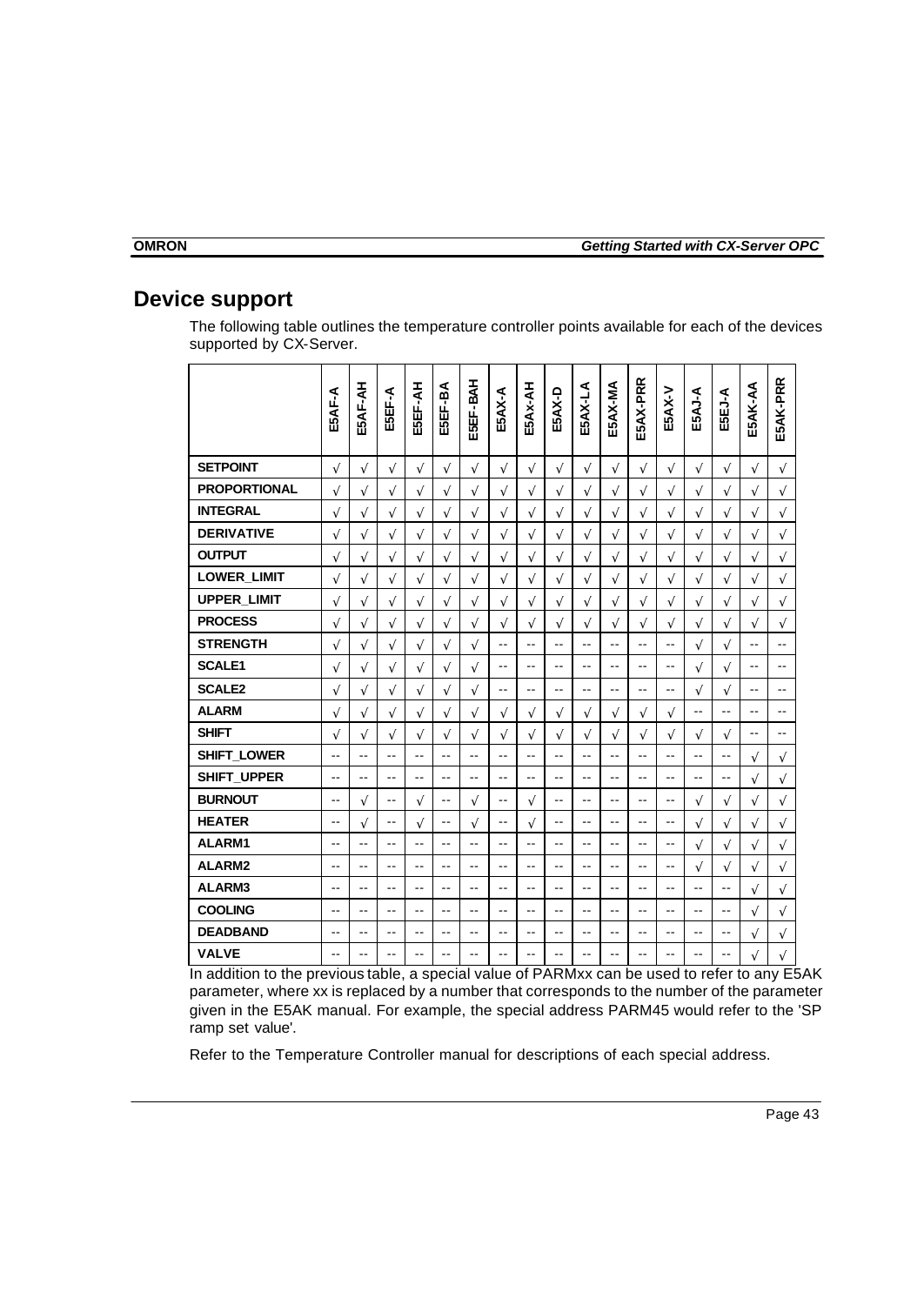## Device support

The following table outlines the temperature controller points available for each of the devices supported by CX-Server.

| | E5AF-A | E5AF-AH | E5EF-A | E5EF-AH | E5EF-BA | E5EF-BAH | E5AX-A | E5Ax-AH | E5AX-D | E5AX-LA | E5AX-MA | E5AX-PRR | E5AX-V | E5AJ-A | E5EJ-A | E5AK-AA | E5AK-PRR |
|---|---|---|---|---|---|---|---|---|---|---|---|---|---|---|---|---|---|
| **SETPOINT** | √ | √ | √ | √ | √ | √ | √ | √ | √ | √ | √ | √ | √ | √ | √ | √ | √ |
| **PROPORTIONAL** | √ | √ | √ | √ | √ | √ | √ | √ | √ | √ | √ | √ | √ | √ | √ | √ | √ |
| **INTEGRAL** | √ | √ | √ | √ | √ | √ | √ | √ | √ | √ | √ | √ | √ | √ | √ | √ | √ |
| **DERIVATIVE** | √ | √ | √ | √ | √ | √ | √ | √ | √ | √ | √ | √ | √ | √ | √ | √ | √ |
| **OUTPUT** | √ | √ | √ | √ | √ | √ | √ | √ | √ | √ | √ | √ | √ | √ | √ | √ | √ |
| **LOWER_LIMIT** | √ | √ | √ | √ | √ | √ | √ | √ | √ | √ | √ | √ | √ | √ | √ | √ | √ |
| **UPPER_LIMIT** | √ | √ | √ | √ | √ | √ | √ | √ | √ | √ | √ | √ | √ | √ | √ | √ | √ |
| **PROCESS** | √ | √ | √ | √ | √ | √ | √ | √ | √ | √ | √ | √ | √ | √ | √ | √ | √ |
| **STRENGTH** | √ | √ | √ | √ | √ | √ | -- | -- | -- | -- | -- | -- | -- | √ | √ | -- | -- |
| **SCALE1** | √ | √ | √ | √ | √ | √ | -- | -- | -- | -- | -- | -- | -- | √ | √ | -- | -- |
| **SCALE2** | √ | √ | √ | √ | √ | √ | -- | -- | -- | -- | -- | -- | -- | √ | √ | -- | -- |
| **ALARM** | √ | √ | √ | √ | √ | √ | √ | √ | √ | √ | √ | √ | √ | -- | -- | -- | -- |
| **SHIFT** | √ | √ | √ | √ | √ | √ | √ | √ | √ | √ | √ | √ | √ | √ | √ | -- | -- |
| **SHIFT_LOWER** | -- | -- | -- | -- | -- | -- | -- | -- | -- | -- | -- | -- | -- | -- | -- | √ | √ |
| **SHIFT_UPPER** | -- | -- | -- | -- | -- | -- | -- | -- | -- | -- | -- | -- | -- | -- | -- | √ | √ |
| **BURNOUT** | -- | √ | -- | √ | -- | √ | -- | √ | -- | -- | -- | -- | -- | √ | √ | √ | √ |
| **HEATER** | -- | √ | -- | √ | -- | √ | -- | √ | -- | -- | -- | -- | -- | √ | √ | √ | √ |
| **ALARM1** | -- | -- | -- | -- | -- | -- | -- | -- | -- | -- | -- | -- | -- | √ | √ | √ | √ |
| **ALARM2** | -- | -- | -- | -- | -- | -- | -- | -- | -- | -- | -- | -- | -- | √ | √ | √ | √ |
| **ALARM3** | -- | -- | -- | -- | -- | -- | -- | -- | -- | -- | -- | -- | -- | -- | -- | √ | √ |
| **COOLING** | -- | -- | -- | -- | -- | -- | -- | -- | -- | -- | -- | -- | -- | -- | -- | √ | √ |
| **DEADBAND** | -- | -- | -- | -- | -- | -- | -- | -- | -- | -- | -- | -- | -- | -- | -- | √ | √ |
| **VALVE** | -- | -- | -- | -- | -- | -- | -- | -- | -- | -- | -- | -- | -- | -- | -- | √ | √ |

In addition to the previous table, a special value of PARMxx can be used to refer to any E5AK parameter, where xx is replaced by a number that corresponds to the number of the parameter given in the E5AK manual. For example, the special address PARM45 would refer to the 'SP ramp set value'.

Refer to the Temperature Controller manual for descriptions of each special address.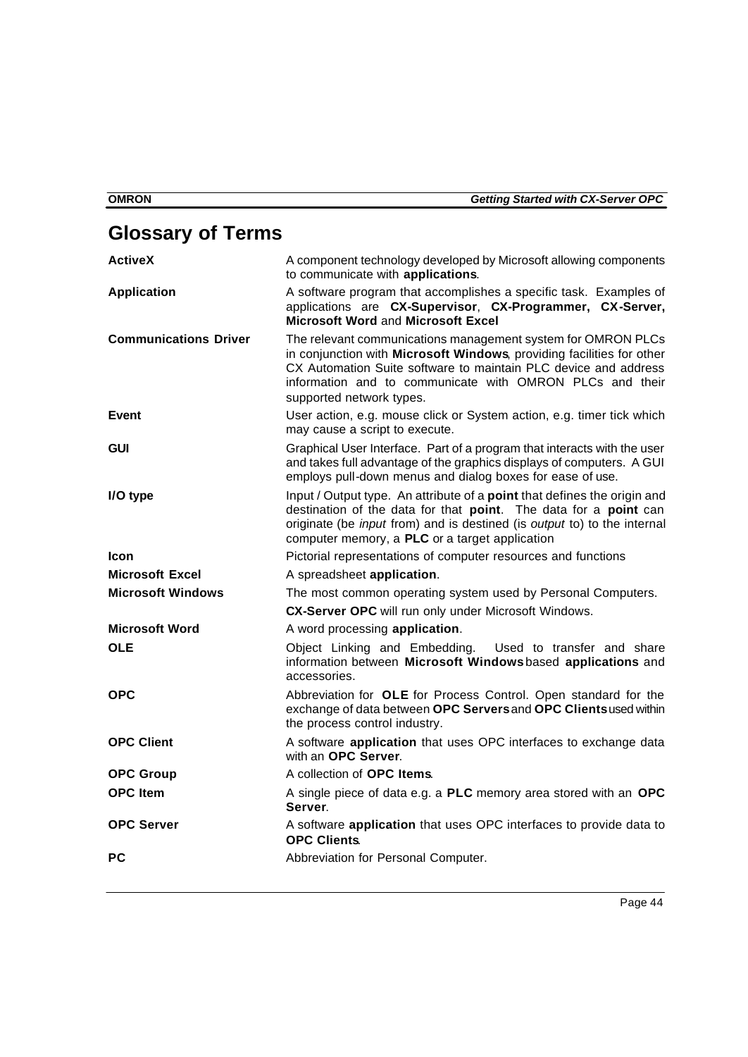# Glossary of Terms

| | |
|---|---|
| **ActiveX** | A component technology developed by Microsoft allowing components to communicate with **applications**. |
| **Application** | A software program that accomplishes a specific task. Examples of applications are **CX-Supervisor**, **CX-Programmer, CX-Server, Microsoft Word** and **Microsoft Excel** |
| **Communications Driver** | The relevant communications management system for OMRON PLCs in conjunction with **Microsoft Windows**, providing facilities for other CX Automation Suite software to maintain PLC device and address information and to communicate with OMRON PLCs and their supported network types. |
| **Event** | User action, e.g. mouse click or System action, e.g. timer tick which may cause a script to execute. |
| **GUI** | Graphical User Interface. Part of a program that interacts with the user and takes full advantage of the graphics displays of computers. A GUI employs pull-down menus and dialog boxes for ease of use. |
| **I/O type** | Input / Output type. An attribute of a **point** that defines the origin and destination of the data for that **point**. The data for a **point** can originate (be *input* from) and is destined (is *output* to) to the internal computer memory, a **PLC** or a target application |
| **Icon** | Pictorial representations of computer resources and functions |
| **Microsoft Excel** | A spreadsheet **application**. |
| **Microsoft Windows** | The most common operating system used by Personal Computers. **CX-Server OPC** will run only under Microsoft Windows. |
| **Microsoft Word** | A word processing **application**. |
| **OLE** | Object Linking and Embedding. Used to transfer and share information between **Microsoft Windows** based **applications** and accessories. |
| **OPC** | Abbreviation for **OLE** for Process Control. Open standard for the exchange of data between **OPC Servers** and **OPC Clients** used within the process control industry. |
| **OPC Client** | A software **application** that uses OPC interfaces to exchange data with an **OPC Server**. |
| **OPC Group** | A collection of **OPC Items**. |
| **OPC Item** | A single piece of data e.g. a **PLC** memory area stored with an **OPC Server**. |
| **OPC Server** | A software **application** that uses OPC interfaces to provide data to **OPC Clients**. |
| **PC** | Abbreviation for Personal Computer. |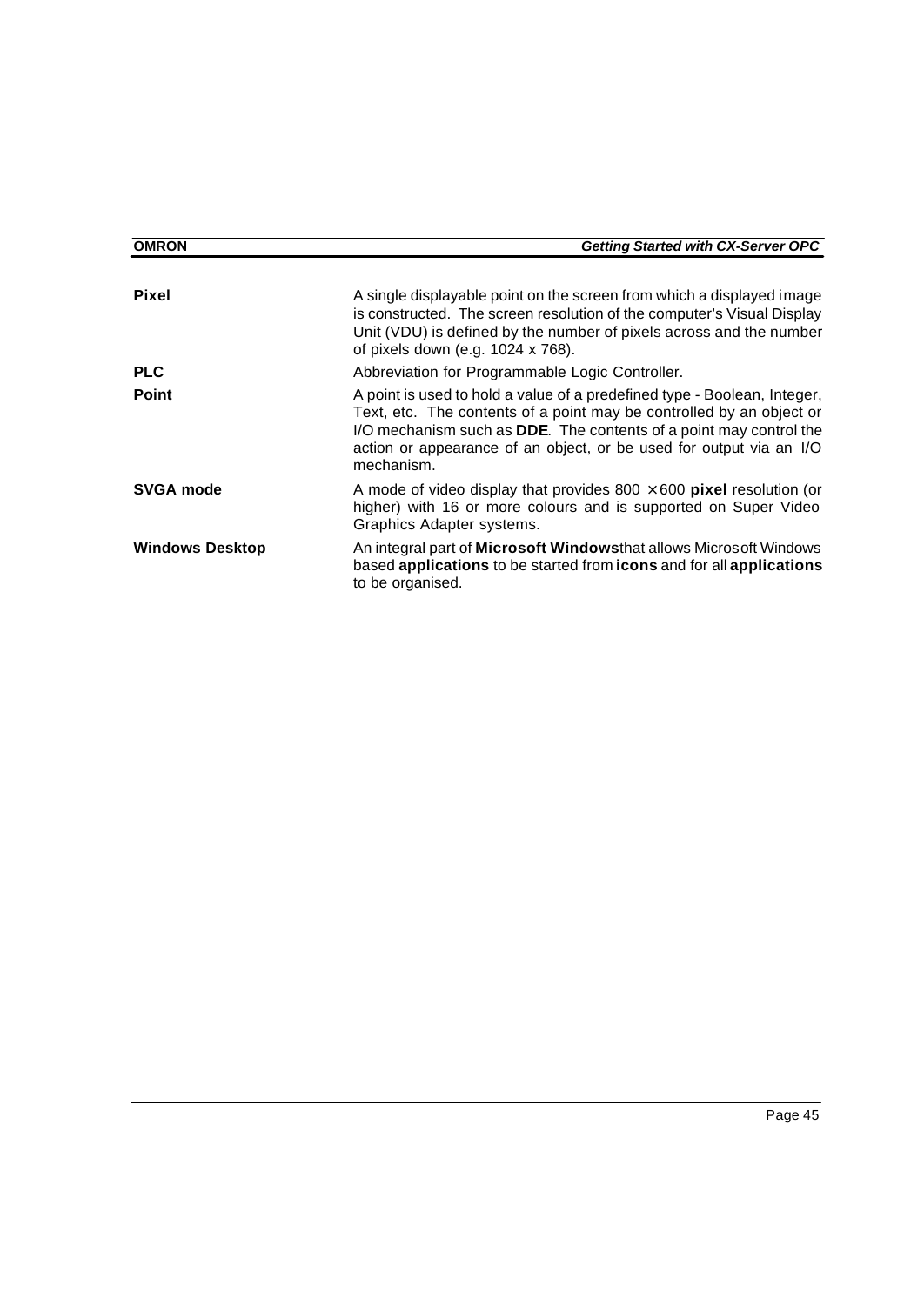**Pixel**

A single displayable point on the screen from which a displayed image is constructed. The screen resolution of the computer's Visual Display Unit (VDU) is defined by the number of pixels across and the number of pixels down (e.g. 1024 x 768).

**PLC**

Abbreviation for Programmable Logic Controller.

**Point**

A point is used to hold a value of a predefined type - Boolean, Integer, Text, etc. The contents of a point may be controlled by an object or I/O mechanism such as **DDE**. The contents of a point may control the action or appearance of an object, or be used for output via an I/O mechanism.

**SVGA mode**

A mode of video display that provides $800 \times 600$ **pixel** resolution (or higher) with 16 or more colours and is supported on Super Video Graphics Adapter systems.

**Windows Desktop**

An integral part of **Microsoft Windows** that allows Microsoft Windows based **applications** to be started from **icons** and for all **applications** to be organised.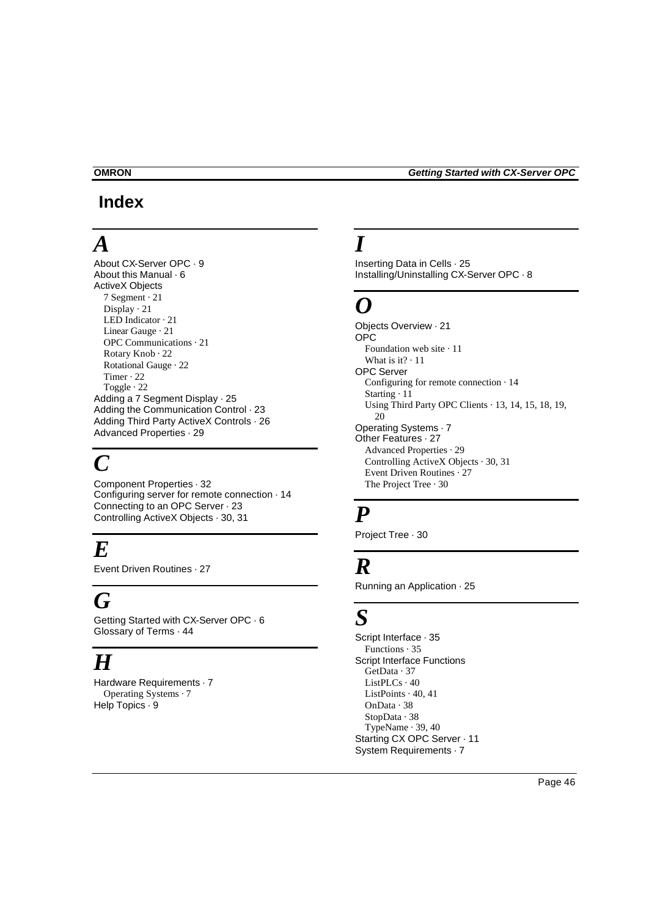# Index

## A

About CX-Server OPC · 9
About this Manual · 6
ActiveX Objects
- 7 Segment · 21
- Display · 21
- LED Indicator · 21
- Linear Gauge · 21
- OPC Communications · 21
- Rotary Knob · 22
- Rotational Gauge · 22
- Timer · 22
- Toggle · 22

Adding a 7 Segment Display · 25
Adding the Communication Control · 23
Adding Third Party ActiveX Controls · 26
Advanced Properties · 29

## C

Component Properties · 32
Configuring server for remote connection · 14
Connecting to an OPC Server · 23
Controlling ActiveX Objects · 30, 31

## E

Event Driven Routines · 27

## G

Getting Started with CX-Server OPC · 6
Glossary of Terms · 44

## H

Hardware Requirements · 7
- Operating Systems · 7

Help Topics · 9

## I

Inserting Data in Cells · 25
Installing/Uninstalling CX-Server OPC · 8

## O

Objects Overview · 21
OPC
- Foundation web site · 11
- What is it? · 11

OPC Server
- Configuring for remote connection · 14
- Starting · 11
- Using Third Party OPC Clients · 13, 14, 15, 18, 19, 20

Operating Systems · 7
Other Features · 27
- Advanced Properties · 29
- Controlling ActiveX Objects · 30, 31
- Event Driven Routines · 27
- The Project Tree · 30

## P

Project Tree · 30

## R

Running an Application · 25

## S

Script Interface · 35
- Functions · 35

Script Interface Functions
- GetData · 37
- ListPLCs · 40
- ListPoints · 40, 41
- OnData · 38
- StopData · 38
- TypeName · 39, 40

Starting CX OPC Server · 11
System Requirements · 7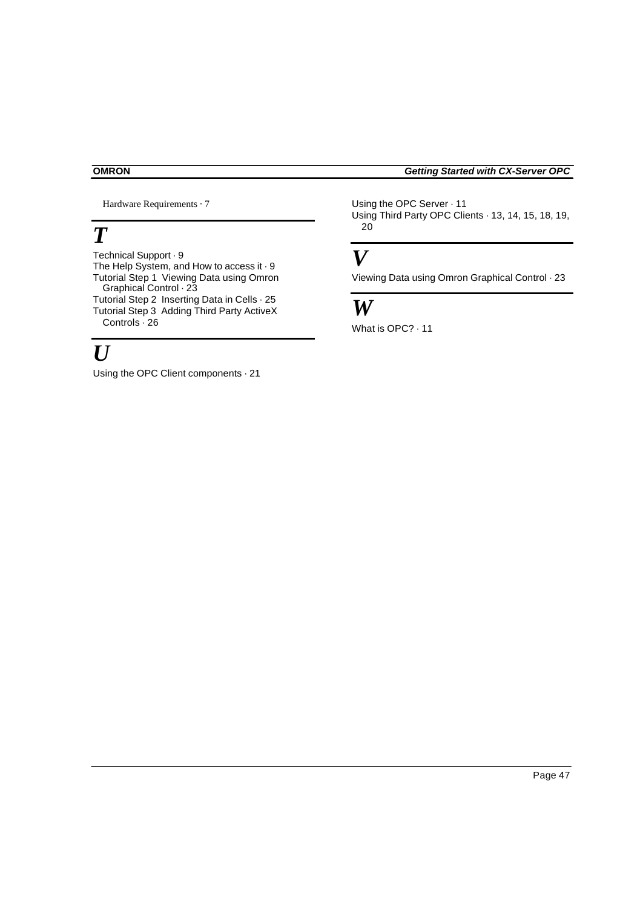Hardware Requirements · 7

## T

Technical Support · 9
The Help System, and How to access it · 9
Tutorial Step 1 Viewing Data using Omron Graphical Control · 23
Tutorial Step 2 Inserting Data in Cells · 25
Tutorial Step 3 Adding Third Party ActiveX Controls · 26

## U

Using the OPC Client components · 21
Using the OPC Server · 11
Using Third Party OPC Clients · 13, 14, 15, 18, 19, 20

## V

Viewing Data using Omron Graphical Control · 23

## W

What is OPC? · 11